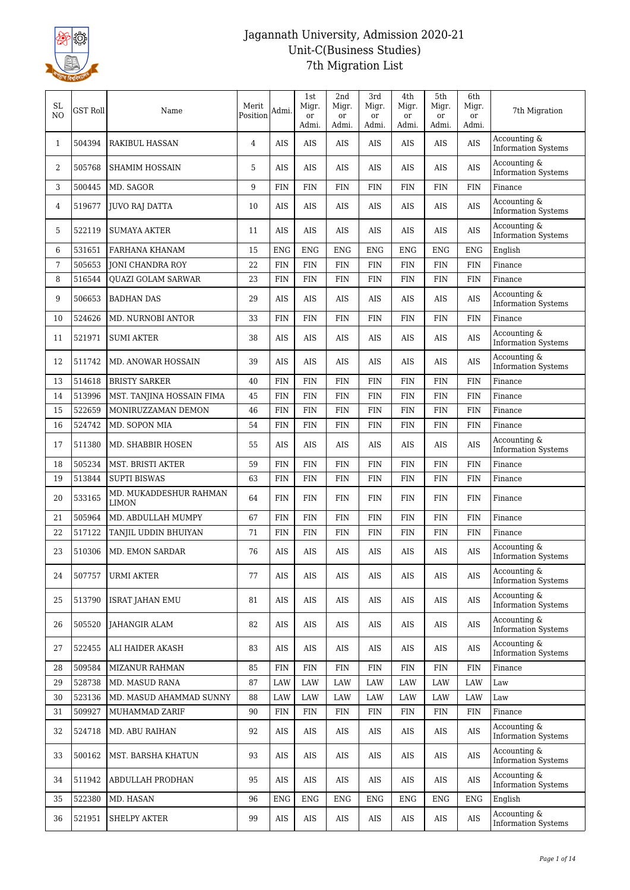# Jagannath University, Admission 2020-21
## Unit-C(Business Studies)
## 7th Migration List

| SL NO | GST Roll | Name | Merit Position | Admi. | 1st Migr. or Admi. | 2nd Migr. or Admi. | 3rd Migr. or Admi. | 4th Migr. or Admi. | 5th Migr. or Admi. | 6th Migr. or Admi. | 7th Migration |
|---|---|---|---|---|---|---|---|---|---|---|---|
| 1 | 504394 | RAKIBUL HASSAN | 4 | AIS | AIS | AIS | AIS | AIS | AIS | AIS | Accounting & Information Systems |
| 2 | 505768 | SHAMIM HOSSAIN | 5 | AIS | AIS | AIS | AIS | AIS | AIS | AIS | Accounting & Information Systems |
| 3 | 500445 | MD. SAGOR | 9 | FIN | FIN | FIN | FIN | FIN | FIN | FIN | Finance |
| 4 | 519677 | JUVO RAJ DATTA | 10 | AIS | AIS | AIS | AIS | AIS | AIS | AIS | Accounting & Information Systems |
| 5 | 522119 | SUMAYA AKTER | 11 | AIS | AIS | AIS | AIS | AIS | AIS | AIS | Accounting & Information Systems |
| 6 | 531651 | FARHANA KHANAM | 15 | ENG | ENG | ENG | ENG | ENG | ENG | ENG | English |
| 7 | 505653 | JONI CHANDRA ROY | 22 | FIN | FIN | FIN | FIN | FIN | FIN | FIN | Finance |
| 8 | 516544 | QUAZI GOLAM SARWAR | 23 | FIN | FIN | FIN | FIN | FIN | FIN | FIN | Finance |
| 9 | 506653 | BADHAN DAS | 29 | AIS | AIS | AIS | AIS | AIS | AIS | AIS | Accounting & Information Systems |
| 10 | 524626 | MD. NURNOBI ANTOR | 33 | FIN | FIN | FIN | FIN | FIN | FIN | FIN | Finance |
| 11 | 521971 | SUMI AKTER | 38 | AIS | AIS | AIS | AIS | AIS | AIS | AIS | Accounting & Information Systems |
| 12 | 511742 | MD. ANOWAR HOSSAIN | 39 | AIS | AIS | AIS | AIS | AIS | AIS | AIS | Accounting & Information Systems |
| 13 | 514618 | BRISTY SARKER | 40 | FIN | FIN | FIN | FIN | FIN | FIN | FIN | Finance |
| 14 | 513996 | MST. TANJINA HOSSAIN FIMA | 45 | FIN | FIN | FIN | FIN | FIN | FIN | FIN | Finance |
| 15 | 522659 | MONIRUZZAMAN DEMON | 46 | FIN | FIN | FIN | FIN | FIN | FIN | FIN | Finance |
| 16 | 524742 | MD. SOPON MIA | 54 | FIN | FIN | FIN | FIN | FIN | FIN | FIN | Finance |
| 17 | 511380 | MD. SHABBIR HOSEN | 55 | AIS | AIS | AIS | AIS | AIS | AIS | AIS | Accounting & Information Systems |
| 18 | 505234 | MST. BRISTI AKTER | 59 | FIN | FIN | FIN | FIN | FIN | FIN | FIN | Finance |
| 19 | 513844 | SUPTI BISWAS | 63 | FIN | FIN | FIN | FIN | FIN | FIN | FIN | Finance |
| 20 | 533165 | MD. MUKADDESHUR RAHMAN LIMON | 64 | FIN | FIN | FIN | FIN | FIN | FIN | FIN | Finance |
| 21 | 505964 | MD. ABDULLAH MUMPY | 67 | FIN | FIN | FIN | FIN | FIN | FIN | FIN | Finance |
| 22 | 517122 | TANJIL UDDIN BHUIYAN | 71 | FIN | FIN | FIN | FIN | FIN | FIN | FIN | Finance |
| 23 | 510306 | MD. EMON SARDAR | 76 | AIS | AIS | AIS | AIS | AIS | AIS | AIS | Accounting & Information Systems |
| 24 | 507757 | URMI AKTER | 77 | AIS | AIS | AIS | AIS | AIS | AIS | AIS | Accounting & Information Systems |
| 25 | 513790 | ISRAT JAHAN EMU | 81 | AIS | AIS | AIS | AIS | AIS | AIS | AIS | Accounting & Information Systems |
| 26 | 505520 | JAHANGIR ALAM | 82 | AIS | AIS | AIS | AIS | AIS | AIS | AIS | Accounting & Information Systems |
| 27 | 522455 | ALI HAIDER AKASH | 83 | AIS | AIS | AIS | AIS | AIS | AIS | AIS | Accounting & Information Systems |
| 28 | 509584 | MIZANUR RAHMAN | 85 | FIN | FIN | FIN | FIN | FIN | FIN | FIN | Finance |
| 29 | 528738 | MD. MASUD RANA | 87 | LAW | LAW | LAW | LAW | LAW | LAW | LAW | Law |
| 30 | 523136 | MD. MASUD AHAMMAD SUNNY | 88 | LAW | LAW | LAW | LAW | LAW | LAW | LAW | Law |
| 31 | 509927 | MUHAMMAD ZARIF | 90 | FIN | FIN | FIN | FIN | FIN | FIN | FIN | Finance |
| 32 | 524718 | MD. ABU RAIHAN | 92 | AIS | AIS | AIS | AIS | AIS | AIS | AIS | Accounting & Information Systems |
| 33 | 500162 | MST. BARSHA KHATUN | 93 | AIS | AIS | AIS | AIS | AIS | AIS | AIS | Accounting & Information Systems |
| 34 | 511942 | ABDULLAH PRODHAN | 95 | AIS | AIS | AIS | AIS | AIS | AIS | AIS | Accounting & Information Systems |
| 35 | 522380 | MD. HASAN | 96 | ENG | ENG | ENG | ENG | ENG | ENG | ENG | English |
| 36 | 521951 | SHELPY AKTER | 99 | AIS | AIS | AIS | AIS | AIS | AIS | AIS | Accounting & Information Systems |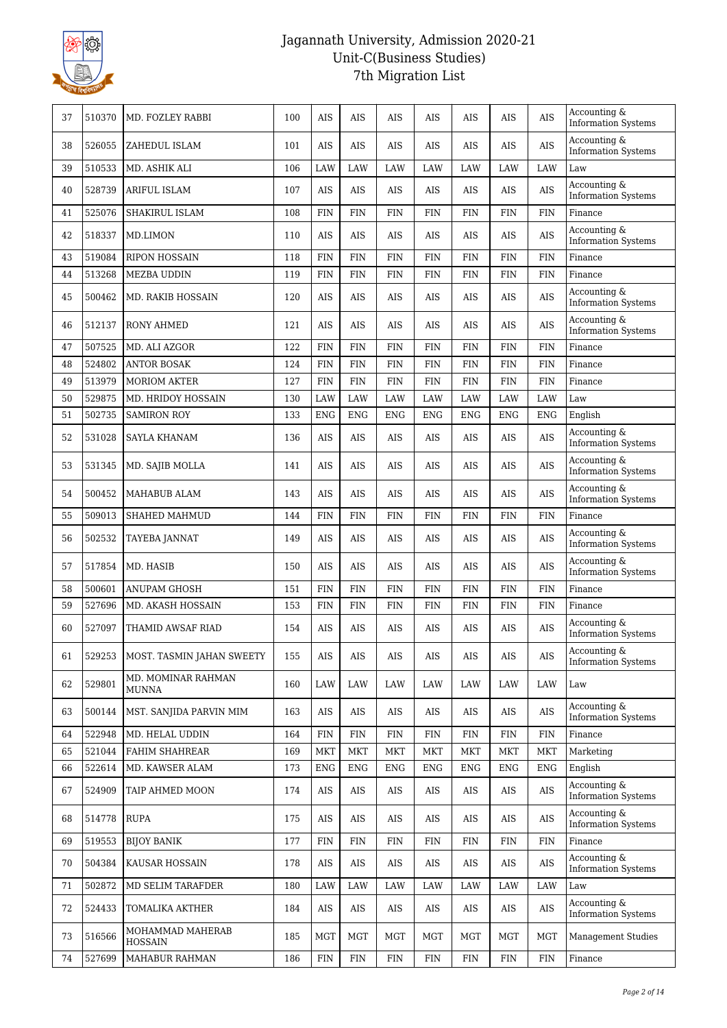| 37 | 510370 | MD. FOZLEY RABBI | 100 | AIS | AIS | AIS | AIS | AIS | AIS | AIS | Accounting & Information Systems |
|---|---|---|---|---|---|---|---|---|---|---|---|
| 38 | 526055 | ZAHEDUL ISLAM | 101 | AIS | AIS | AIS | AIS | AIS | AIS | AIS | Accounting & Information Systems |
| 39 | 510533 | MD. ASHIK ALI | 106 | LAW | LAW | LAW | LAW | LAW | LAW | LAW | Law |
| 40 | 528739 | ARIFUL ISLAM | 107 | AIS | AIS | AIS | AIS | AIS | AIS | AIS | Accounting & Information Systems |
| 41 | 525076 | SHAKIRUL ISLAM | 108 | FIN | FIN | FIN | FIN | FIN | FIN | FIN | Finance |
| 42 | 518337 | MD.LIMON | 110 | AIS | AIS | AIS | AIS | AIS | AIS | AIS | Accounting & Information Systems |
| 43 | 519084 | RIPON HOSSAIN | 118 | FIN | FIN | FIN | FIN | FIN | FIN | FIN | Finance |
| 44 | 513268 | MEZBA UDDIN | 119 | FIN | FIN | FIN | FIN | FIN | FIN | FIN | Finance |
| 45 | 500462 | MD. RAKIB HOSSAIN | 120 | AIS | AIS | AIS | AIS | AIS | AIS | AIS | Accounting & Information Systems |
| 46 | 512137 | RONY AHMED | 121 | AIS | AIS | AIS | AIS | AIS | AIS | AIS | Accounting & Information Systems |
| 47 | 507525 | MD. ALI AZGOR | 122 | FIN | FIN | FIN | FIN | FIN | FIN | FIN | Finance |
| 48 | 524802 | ANTOR BOSAK | 124 | FIN | FIN | FIN | FIN | FIN | FIN | FIN | Finance |
| 49 | 513979 | MORIOM AKTER | 127 | FIN | FIN | FIN | FIN | FIN | FIN | FIN | Finance |
| 50 | 529875 | MD. HRIDOY HOSSAIN | 130 | LAW | LAW | LAW | LAW | LAW | LAW | LAW | Law |
| 51 | 502735 | SAMIRON ROY | 133 | ENG | ENG | ENG | ENG | ENG | ENG | ENG | English |
| 52 | 531028 | SAYLA KHANAM | 136 | AIS | AIS | AIS | AIS | AIS | AIS | AIS | Accounting & Information Systems |
| 53 | 531345 | MD. SAJIB MOLLA | 141 | AIS | AIS | AIS | AIS | AIS | AIS | AIS | Accounting & Information Systems |
| 54 | 500452 | MAHABUB ALAM | 143 | AIS | AIS | AIS | AIS | AIS | AIS | AIS | Accounting & Information Systems |
| 55 | 509013 | SHAHED MAHMUD | 144 | FIN | FIN | FIN | FIN | FIN | FIN | FIN | Finance |
| 56 | 502532 | TAYEBA JANNAT | 149 | AIS | AIS | AIS | AIS | AIS | AIS | AIS | Accounting & Information Systems |
| 57 | 517854 | MD. HASIB | 150 | AIS | AIS | AIS | AIS | AIS | AIS | AIS | Accounting & Information Systems |
| 58 | 500601 | ANUPAM GHOSH | 151 | FIN | FIN | FIN | FIN | FIN | FIN | FIN | Finance |
| 59 | 527696 | MD. AKASH HOSSAIN | 153 | FIN | FIN | FIN | FIN | FIN | FIN | FIN | Finance |
| 60 | 527097 | THAMID AWSAF RIAD | 154 | AIS | AIS | AIS | AIS | AIS | AIS | AIS | Accounting & Information Systems |
| 61 | 529253 | MOST. TASMIN JAHAN SWEETY | 155 | AIS | AIS | AIS | AIS | AIS | AIS | AIS | Accounting & Information Systems |
| 62 | 529801 | MD. MOMINAR RAHMAN MUNNA | 160 | LAW | LAW | LAW | LAW | LAW | LAW | LAW | Law |
| 63 | 500144 | MST. SANJIDA PARVIN MIM | 163 | AIS | AIS | AIS | AIS | AIS | AIS | AIS | Accounting & Information Systems |
| 64 | 522948 | MD. HELAL UDDIN | 164 | FIN | FIN | FIN | FIN | FIN | FIN | FIN | Finance |
| 65 | 521044 | FAHIM SHAHREAR | 169 | MKT | MKT | MKT | MKT | MKT | MKT | MKT | Marketing |
| 66 | 522614 | MD. KAWSER ALAM | 173 | ENG | ENG | ENG | ENG | ENG | ENG | ENG | English |
| 67 | 524909 | TAIP AHMED MOON | 174 | AIS | AIS | AIS | AIS | AIS | AIS | AIS | Accounting & Information Systems |
| 68 | 514778 | RUPA | 175 | AIS | AIS | AIS | AIS | AIS | AIS | AIS | Accounting & Information Systems |
| 69 | 519553 | BIJOY BANIK | 177 | FIN | FIN | FIN | FIN | FIN | FIN | FIN | Finance |
| 70 | 504384 | KAUSAR HOSSAIN | 178 | AIS | AIS | AIS | AIS | AIS | AIS | AIS | Accounting & Information Systems |
| 71 | 502872 | MD SELIM TARAFDER | 180 | LAW | LAW | LAW | LAW | LAW | LAW | LAW | Law |
| 72 | 524433 | TOMALIKA AKTHER | 184 | AIS | AIS | AIS | AIS | AIS | AIS | AIS | Accounting & Information Systems |
| 73 | 516566 | MOHAMMAD MAHERAB HOSSAIN | 185 | MGT | MGT | MGT | MGT | MGT | MGT | MGT | Management Studies |
| 74 | 527699 | MAHABUR RAHMAN | 186 | FIN | FIN | FIN | FIN | FIN | FIN | FIN | Finance |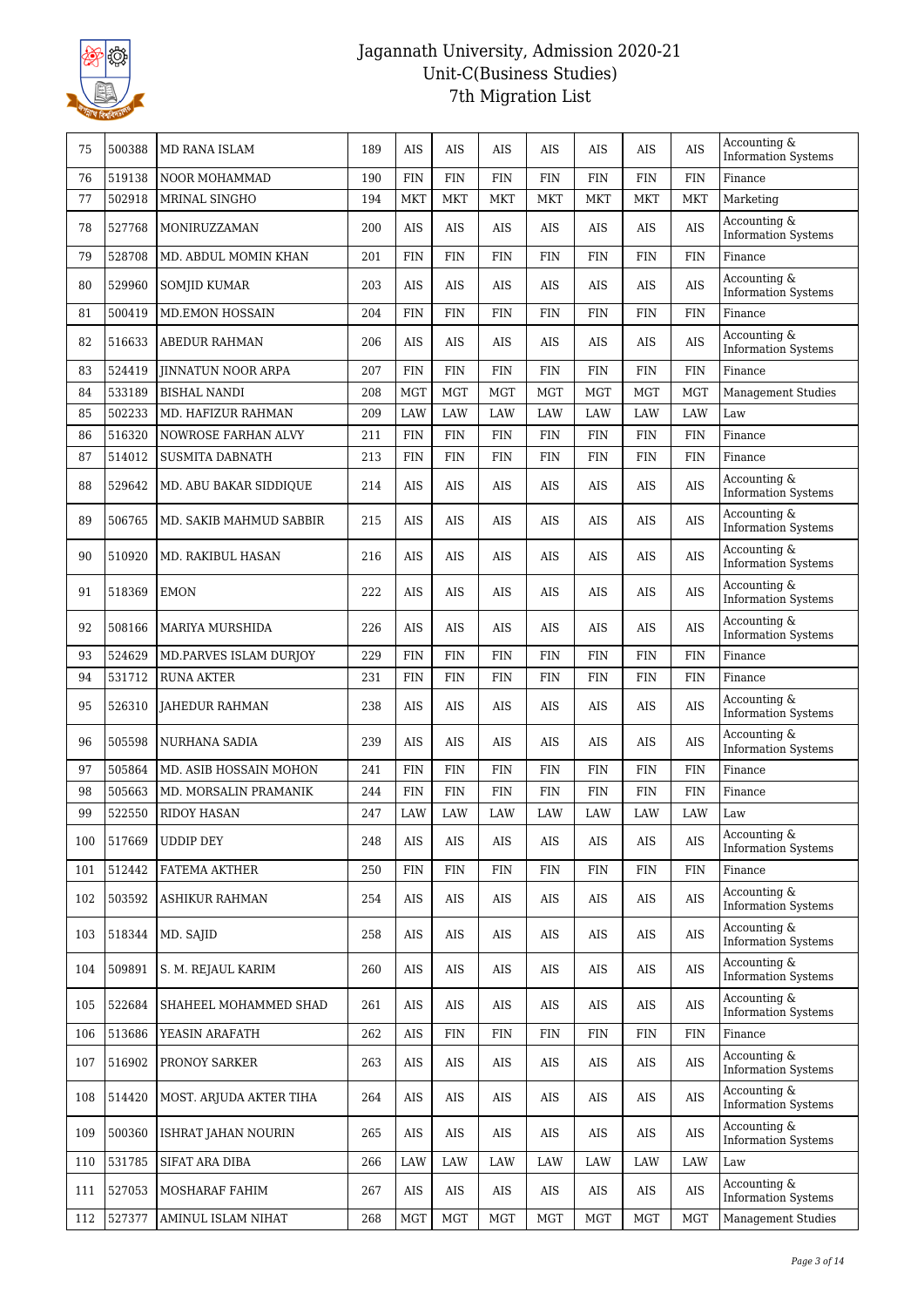# Jagannath University, Admission 2020-21
## Unit-C(Business Studies)
## 7th Migration List

| 75 | 500388 | MD RANA ISLAM | 189 | AIS | AIS | AIS | AIS | AIS | AIS | AIS | Accounting & Information Systems |
|---|---|---|---|---|---|---|---|---|---|---|---|
| 76 | 519138 | NOOR MOHAMMAD | 190 | FIN | FIN | FIN | FIN | FIN | FIN | FIN | Finance |
| 77 | 502918 | MRINAL SINGHO | 194 | MKT | MKT | MKT | MKT | MKT | MKT | MKT | Marketing |
| 78 | 527768 | MONIRUZZAMAN | 200 | AIS | AIS | AIS | AIS | AIS | AIS | AIS | Accounting & Information Systems |
| 79 | 528708 | MD. ABDUL MOMIN KHAN | 201 | FIN | FIN | FIN | FIN | FIN | FIN | FIN | Finance |
| 80 | 529960 | SOMJID KUMAR | 203 | AIS | AIS | AIS | AIS | AIS | AIS | AIS | Accounting & Information Systems |
| 81 | 500419 | MD.EMON HOSSAIN | 204 | FIN | FIN | FIN | FIN | FIN | FIN | FIN | Finance |
| 82 | 516633 | ABEDUR RAHMAN | 206 | AIS | AIS | AIS | AIS | AIS | AIS | AIS | Accounting & Information Systems |
| 83 | 524419 | JINNATUN NOOR ARPA | 207 | FIN | FIN | FIN | FIN | FIN | FIN | FIN | Finance |
| 84 | 533189 | BISHAL NANDI | 208 | MGT | MGT | MGT | MGT | MGT | MGT | MGT | Management Studies |
| 85 | 502233 | MD. HAFIZUR RAHMAN | 209 | LAW | LAW | LAW | LAW | LAW | LAW | LAW | Law |
| 86 | 516320 | NOWROSE FARHAN ALVY | 211 | FIN | FIN | FIN | FIN | FIN | FIN | FIN | Finance |
| 87 | 514012 | SUSMITA DABNATH | 213 | FIN | FIN | FIN | FIN | FIN | FIN | FIN | Finance |
| 88 | 529642 | MD. ABU BAKAR SIDDIQUE | 214 | AIS | AIS | AIS | AIS | AIS | AIS | AIS | Accounting & Information Systems |
| 89 | 506765 | MD. SAKIB MAHMUD SABBIR | 215 | AIS | AIS | AIS | AIS | AIS | AIS | AIS | Accounting & Information Systems |
| 90 | 510920 | MD. RAKIBUL HASAN | 216 | AIS | AIS | AIS | AIS | AIS | AIS | AIS | Accounting & Information Systems |
| 91 | 518369 | EMON | 222 | AIS | AIS | AIS | AIS | AIS | AIS | AIS | Accounting & Information Systems |
| 92 | 508166 | MARIYA MURSHIDA | 226 | AIS | AIS | AIS | AIS | AIS | AIS | AIS | Accounting & Information Systems |
| 93 | 524629 | MD.PARVES ISLAM DURJOY | 229 | FIN | FIN | FIN | FIN | FIN | FIN | FIN | Finance |
| 94 | 531712 | RUNA AKTER | 231 | FIN | FIN | FIN | FIN | FIN | FIN | FIN | Finance |
| 95 | 526310 | JAHEDUR RAHMAN | 238 | AIS | AIS | AIS | AIS | AIS | AIS | AIS | Accounting & Information Systems |
| 96 | 505598 | NURHANA SADIA | 239 | AIS | AIS | AIS | AIS | AIS | AIS | AIS | Accounting & Information Systems |
| 97 | 505864 | MD. ASIB HOSSAIN MOHON | 241 | FIN | FIN | FIN | FIN | FIN | FIN | FIN | Finance |
| 98 | 505663 | MD. MORSALIN PRAMANIK | 244 | FIN | FIN | FIN | FIN | FIN | FIN | FIN | Finance |
| 99 | 522550 | RIDOY HASAN | 247 | LAW | LAW | LAW | LAW | LAW | LAW | LAW | Law |
| 100 | 517669 | UDDIP DEY | 248 | AIS | AIS | AIS | AIS | AIS | AIS | AIS | Accounting & Information Systems |
| 101 | 512442 | FATEMA AKTHER | 250 | FIN | FIN | FIN | FIN | FIN | FIN | FIN | Finance |
| 102 | 503592 | ASHIKUR RAHMAN | 254 | AIS | AIS | AIS | AIS | AIS | AIS | AIS | Accounting & Information Systems |
| 103 | 518344 | MD. SAJID | 258 | AIS | AIS | AIS | AIS | AIS | AIS | AIS | Accounting & Information Systems |
| 104 | 509891 | S. M. REJAUL KARIM | 260 | AIS | AIS | AIS | AIS | AIS | AIS | AIS | Accounting & Information Systems |
| 105 | 522684 | SHAHEEL MOHAMMED SHAD | 261 | AIS | AIS | AIS | AIS | AIS | AIS | AIS | Accounting & Information Systems |
| 106 | 513686 | YEASIN ARAFATH | 262 | AIS | FIN | FIN | FIN | FIN | FIN | FIN | Finance |
| 107 | 516902 | PRONOY SARKER | 263 | AIS | AIS | AIS | AIS | AIS | AIS | AIS | Accounting & Information Systems |
| 108 | 514420 | MOST. ARJUDA AKTER TIHA | 264 | AIS | AIS | AIS | AIS | AIS | AIS | AIS | Accounting & Information Systems |
| 109 | 500360 | ISHRAT JAHAN NOURIN | 265 | AIS | AIS | AIS | AIS | AIS | AIS | AIS | Accounting & Information Systems |
| 110 | 531785 | SIFAT ARA DIBA | 266 | LAW | LAW | LAW | LAW | LAW | LAW | LAW | Law |
| 111 | 527053 | MOSHARAF FAHIM | 267 | AIS | AIS | AIS | AIS | AIS | AIS | AIS | Accounting & Information Systems |
| 112 | 527377 | AMINUL ISLAM NIHAT | 268 | MGT | MGT | MGT | MGT | MGT | MGT | MGT | Management Studies |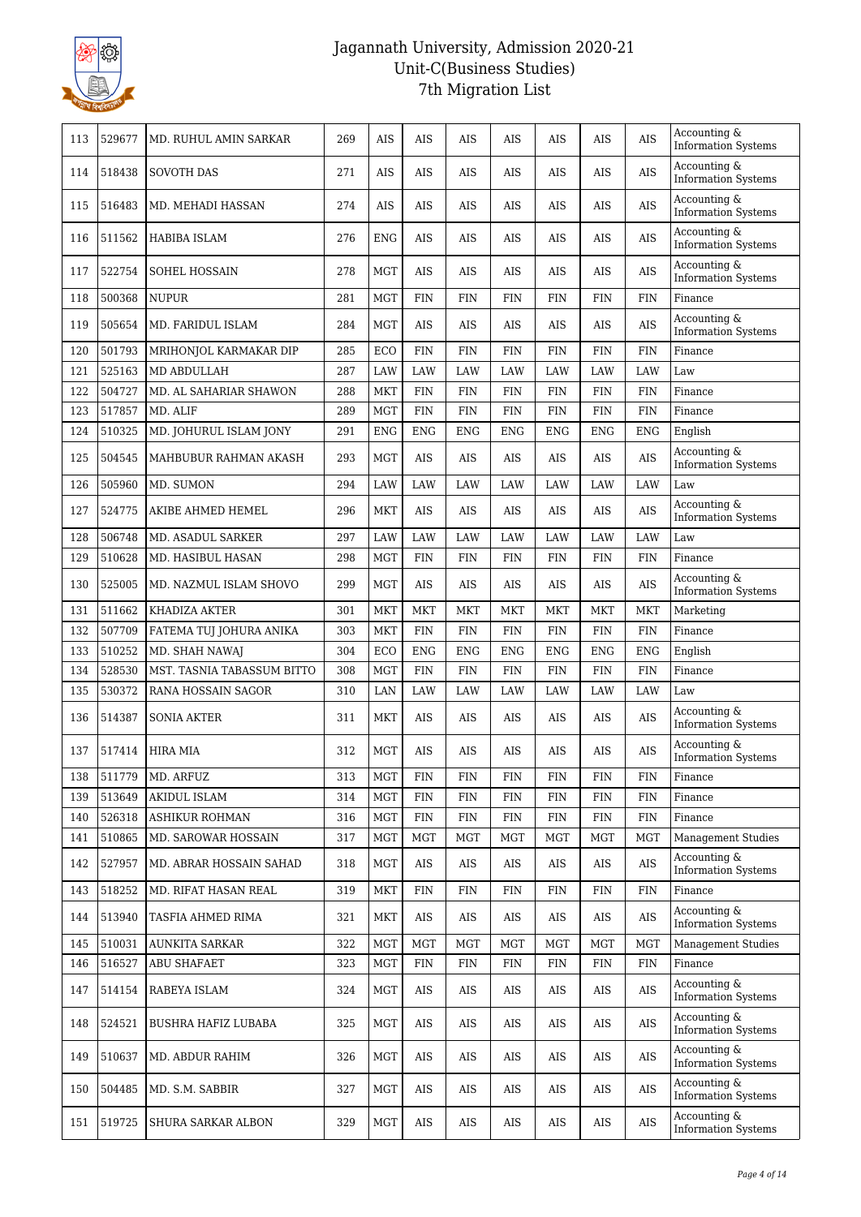# Jagannath University, Admission 2020-21
## Unit-C(Business Studies)
## 7th Migration List

| | | | | | | | | | | | |
|---|---|---|---|---|---|---|---|---|---|---|---|
| 113 | 529677 | MD. RUHUL AMIN SARKAR | 269 | AIS | AIS | AIS | AIS | AIS | AIS | AIS | Accounting & Information Systems |
| 114 | 518438 | SOVOTH DAS | 271 | AIS | AIS | AIS | AIS | AIS | AIS | AIS | Accounting & Information Systems |
| 115 | 516483 | MD. MEHADI HASSAN | 274 | AIS | AIS | AIS | AIS | AIS | AIS | AIS | Accounting & Information Systems |
| 116 | 511562 | HABIBA ISLAM | 276 | ENG | AIS | AIS | AIS | AIS | AIS | AIS | Accounting & Information Systems |
| 117 | 522754 | SOHEL HOSSAIN | 278 | MGT | AIS | AIS | AIS | AIS | AIS | AIS | Accounting & Information Systems |
| 118 | 500368 | NUPUR | 281 | MGT | FIN | FIN | FIN | FIN | FIN | FIN | Finance |
| 119 | 505654 | MD. FARIDUL ISLAM | 284 | MGT | AIS | AIS | AIS | AIS | AIS | AIS | Accounting & Information Systems |
| 120 | 501793 | MRIHONJOL KARMAKAR DIP | 285 | ECO | FIN | FIN | FIN | FIN | FIN | FIN | Finance |
| 121 | 525163 | MD ABDULLAH | 287 | LAW | LAW | LAW | LAW | LAW | LAW | LAW | Law |
| 122 | 504727 | MD. AL SAHARIAR SHAWON | 288 | MKT | FIN | FIN | FIN | FIN | FIN | FIN | Finance |
| 123 | 517857 | MD. ALIF | 289 | MGT | FIN | FIN | FIN | FIN | FIN | FIN | Finance |
| 124 | 510325 | MD. JOHURUL ISLAM JONY | 291 | ENG | ENG | ENG | ENG | ENG | ENG | ENG | English |
| 125 | 504545 | MAHBUBUR RAHMAN AKASH | 293 | MGT | AIS | AIS | AIS | AIS | AIS | AIS | Accounting & Information Systems |
| 126 | 505960 | MD. SUMON | 294 | LAW | LAW | LAW | LAW | LAW | LAW | LAW | Law |
| 127 | 524775 | AKIBE AHMED HEMEL | 296 | MKT | AIS | AIS | AIS | AIS | AIS | AIS | Accounting & Information Systems |
| 128 | 506748 | MD. ASADUL SARKER | 297 | LAW | LAW | LAW | LAW | LAW | LAW | LAW | Law |
| 129 | 510628 | MD. HASIBUL HASAN | 298 | MGT | FIN | FIN | FIN | FIN | FIN | FIN | Finance |
| 130 | 525005 | MD. NAZMUL ISLAM SHOVO | 299 | MGT | AIS | AIS | AIS | AIS | AIS | AIS | Accounting & Information Systems |
| 131 | 511662 | KHADIZA AKTER | 301 | MKT | MKT | MKT | MKT | MKT | MKT | MKT | Marketing |
| 132 | 507709 | FATEMA TUJ JOHURA ANIKA | 303 | MKT | FIN | FIN | FIN | FIN | FIN | FIN | Finance |
| 133 | 510252 | MD. SHAH NAWAJ | 304 | ECO | ENG | ENG | ENG | ENG | ENG | ENG | English |
| 134 | 528530 | MST. TASNIA TABASSUM BITTO | 308 | MGT | FIN | FIN | FIN | FIN | FIN | FIN | Finance |
| 135 | 530372 | RANA HOSSAIN SAGOR | 310 | LAN | LAW | LAW | LAW | LAW | LAW | LAW | Law |
| 136 | 514387 | SONIA AKTER | 311 | MKT | AIS | AIS | AIS | AIS | AIS | AIS | Accounting & Information Systems |
| 137 | 517414 | HIRA MIA | 312 | MGT | AIS | AIS | AIS | AIS | AIS | AIS | Accounting & Information Systems |
| 138 | 511779 | MD. ARFUZ | 313 | MGT | FIN | FIN | FIN | FIN | FIN | FIN | Finance |
| 139 | 513649 | AKIDUL ISLAM | 314 | MGT | FIN | FIN | FIN | FIN | FIN | FIN | Finance |
| 140 | 526318 | ASHIKUR ROHMAN | 316 | MGT | FIN | FIN | FIN | FIN | FIN | FIN | Finance |
| 141 | 510865 | MD. SAROWAR HOSSAIN | 317 | MGT | MGT | MGT | MGT | MGT | MGT | MGT | Management Studies |
| 142 | 527957 | MD. ABRAR HOSSAIN SAHAD | 318 | MGT | AIS | AIS | AIS | AIS | AIS | AIS | Accounting & Information Systems |
| 143 | 518252 | MD. RIFAT HASAN REAL | 319 | MKT | FIN | FIN | FIN | FIN | FIN | FIN | Finance |
| 144 | 513940 | TASFIA AHMED RIMA | 321 | MKT | AIS | AIS | AIS | AIS | AIS | AIS | Accounting & Information Systems |
| 145 | 510031 | AUNKITA SARKAR | 322 | MGT | MGT | MGT | MGT | MGT | MGT | MGT | Management Studies |
| 146 | 516527 | ABU SHAFAET | 323 | MGT | FIN | FIN | FIN | FIN | FIN | FIN | Finance |
| 147 | 514154 | RABEYA ISLAM | 324 | MGT | AIS | AIS | AIS | AIS | AIS | AIS | Accounting & Information Systems |
| 148 | 524521 | BUSHRA HAFIZ LUBABA | 325 | MGT | AIS | AIS | AIS | AIS | AIS | AIS | Accounting & Information Systems |
| 149 | 510637 | MD. ABDUR RAHIM | 326 | MGT | AIS | AIS | AIS | AIS | AIS | AIS | Accounting & Information Systems |
| 150 | 504485 | MD. S.M. SABBIR | 327 | MGT | AIS | AIS | AIS | AIS | AIS | AIS | Accounting & Information Systems |
| 151 | 519725 | SHURA SARKAR ALBON | 329 | MGT | AIS | AIS | AIS | AIS | AIS | AIS | Accounting & Information Systems |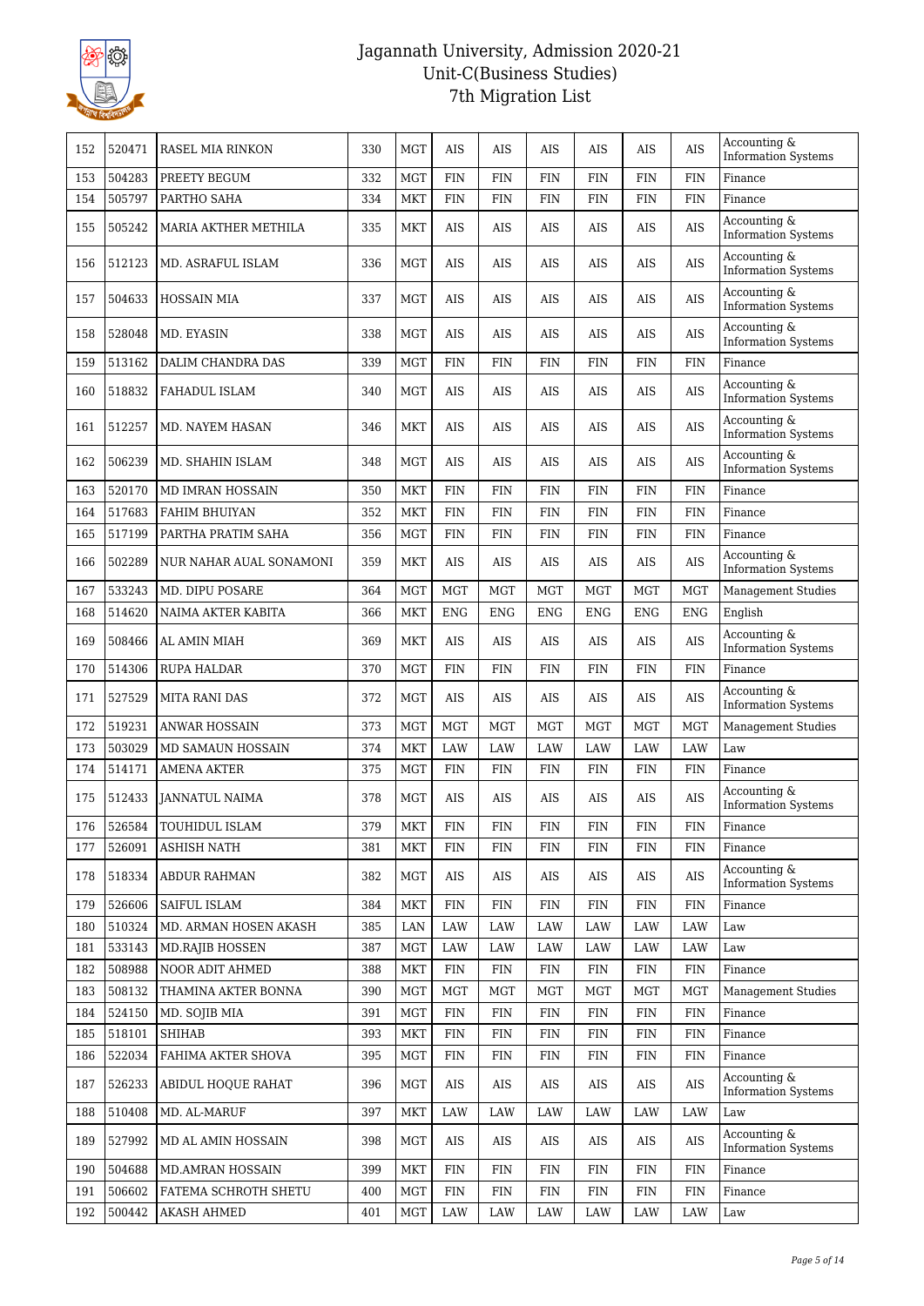# Jagannath University, Admission 2020-21
## Unit-C(Business Studies)
## 7th Migration List

| 152 | 520471 | RASEL MIA RINKON | 330 | MGT | AIS | AIS | AIS | AIS | AIS | AIS | Accounting & Information Systems |
|---|---|---|---|---|---|---|---|---|---|---|---|
| 153 | 504283 | PREETY BEGUM | 332 | MGT | FIN | FIN | FIN | FIN | FIN | FIN | Finance |
| 154 | 505797 | PARTHO SAHA | 334 | MKT | FIN | FIN | FIN | FIN | FIN | FIN | Finance |
| 155 | 505242 | MARIA AKTHER METHILA | 335 | MKT | AIS | AIS | AIS | AIS | AIS | AIS | Accounting & Information Systems |
| 156 | 512123 | MD. ASRAFUL ISLAM | 336 | MGT | AIS | AIS | AIS | AIS | AIS | AIS | Accounting & Information Systems |
| 157 | 504633 | HOSSAIN MIA | 337 | MGT | AIS | AIS | AIS | AIS | AIS | AIS | Accounting & Information Systems |
| 158 | 528048 | MD. EYASIN | 338 | MGT | AIS | AIS | AIS | AIS | AIS | AIS | Accounting & Information Systems |
| 159 | 513162 | DALIM CHANDRA DAS | 339 | MGT | FIN | FIN | FIN | FIN | FIN | FIN | Finance |
| 160 | 518832 | FAHADUL ISLAM | 340 | MGT | AIS | AIS | AIS | AIS | AIS | AIS | Accounting & Information Systems |
| 161 | 512257 | MD. NAYEM HASAN | 346 | MKT | AIS | AIS | AIS | AIS | AIS | AIS | Accounting & Information Systems |
| 162 | 506239 | MD. SHAHIN ISLAM | 348 | MGT | AIS | AIS | AIS | AIS | AIS | AIS | Accounting & Information Systems |
| 163 | 520170 | MD IMRAN HOSSAIN | 350 | MKT | FIN | FIN | FIN | FIN | FIN | FIN | Finance |
| 164 | 517683 | FAHIM BHUIYAN | 352 | MKT | FIN | FIN | FIN | FIN | FIN | FIN | Finance |
| 165 | 517199 | PARTHA PRATIM SAHA | 356 | MGT | FIN | FIN | FIN | FIN | FIN | FIN | Finance |
| 166 | 502289 | NUR NAHAR AUAL SONAMONI | 359 | MKT | AIS | AIS | AIS | AIS | AIS | AIS | Accounting & Information Systems |
| 167 | 533243 | MD. DIPU POSARE | 364 | MGT | MGT | MGT | MGT | MGT | MGT | MGT | Management Studies |
| 168 | 514620 | NAIMA AKTER KABITA | 366 | MKT | ENG | ENG | ENG | ENG | ENG | ENG | English |
| 169 | 508466 | AL AMIN MIAH | 369 | MKT | AIS | AIS | AIS | AIS | AIS | AIS | Accounting & Information Systems |
| 170 | 514306 | RUPA HALDAR | 370 | MGT | FIN | FIN | FIN | FIN | FIN | FIN | Finance |
| 171 | 527529 | MITA RANI DAS | 372 | MGT | AIS | AIS | AIS | AIS | AIS | AIS | Accounting & Information Systems |
| 172 | 519231 | ANWAR HOSSAIN | 373 | MGT | MGT | MGT | MGT | MGT | MGT | MGT | Management Studies |
| 173 | 503029 | MD SAMAUN HOSSAIN | 374 | MKT | LAW | LAW | LAW | LAW | LAW | LAW | Law |
| 174 | 514171 | AMENA AKTER | 375 | MGT | FIN | FIN | FIN | FIN | FIN | FIN | Finance |
| 175 | 512433 | JANNATUL NAIMA | 378 | MGT | AIS | AIS | AIS | AIS | AIS | AIS | Accounting & Information Systems |
| 176 | 526584 | TOUHIDUL ISLAM | 379 | MKT | FIN | FIN | FIN | FIN | FIN | FIN | Finance |
| 177 | 526091 | ASHISH NATH | 381 | MKT | FIN | FIN | FIN | FIN | FIN | FIN | Finance |
| 178 | 518334 | ABDUR RAHMAN | 382 | MGT | AIS | AIS | AIS | AIS | AIS | AIS | Accounting & Information Systems |
| 179 | 526606 | SAIFUL ISLAM | 384 | MKT | FIN | FIN | FIN | FIN | FIN | FIN | Finance |
| 180 | 510324 | MD. ARMAN HOSEN AKASH | 385 | LAN | LAW | LAW | LAW | LAW | LAW | LAW | Law |
| 181 | 533143 | MD.RAJIB HOSSEN | 387 | MGT | LAW | LAW | LAW | LAW | LAW | LAW | Law |
| 182 | 508988 | NOOR ADIT AHMED | 388 | MKT | FIN | FIN | FIN | FIN | FIN | FIN | Finance |
| 183 | 508132 | THAMINA AKTER BONNA | 390 | MGT | MGT | MGT | MGT | MGT | MGT | MGT | Management Studies |
| 184 | 524150 | MD. SOJIB MIA | 391 | MGT | FIN | FIN | FIN | FIN | FIN | FIN | Finance |
| 185 | 518101 | SHIHAB | 393 | MKT | FIN | FIN | FIN | FIN | FIN | FIN | Finance |
| 186 | 522034 | FAHIMA AKTER SHOVA | 395 | MGT | FIN | FIN | FIN | FIN | FIN | FIN | Finance |
| 187 | 526233 | ABIDUL HOQUE RAHAT | 396 | MGT | AIS | AIS | AIS | AIS | AIS | AIS | Accounting & Information Systems |
| 188 | 510408 | MD. AL-MARUF | 397 | MKT | LAW | LAW | LAW | LAW | LAW | LAW | Law |
| 189 | 527992 | MD AL AMIN HOSSAIN | 398 | MGT | AIS | AIS | AIS | AIS | AIS | AIS | Accounting & Information Systems |
| 190 | 504688 | MD.AMRAN HOSSAIN | 399 | MKT | FIN | FIN | FIN | FIN | FIN | FIN | Finance |
| 191 | 506602 | FATEMA SCHROTH SHETU | 400 | MGT | FIN | FIN | FIN | FIN | FIN | FIN | Finance |
| 192 | 500442 | AKASH AHMED | 401 | MGT | LAW | LAW | LAW | LAW | LAW | LAW | Law |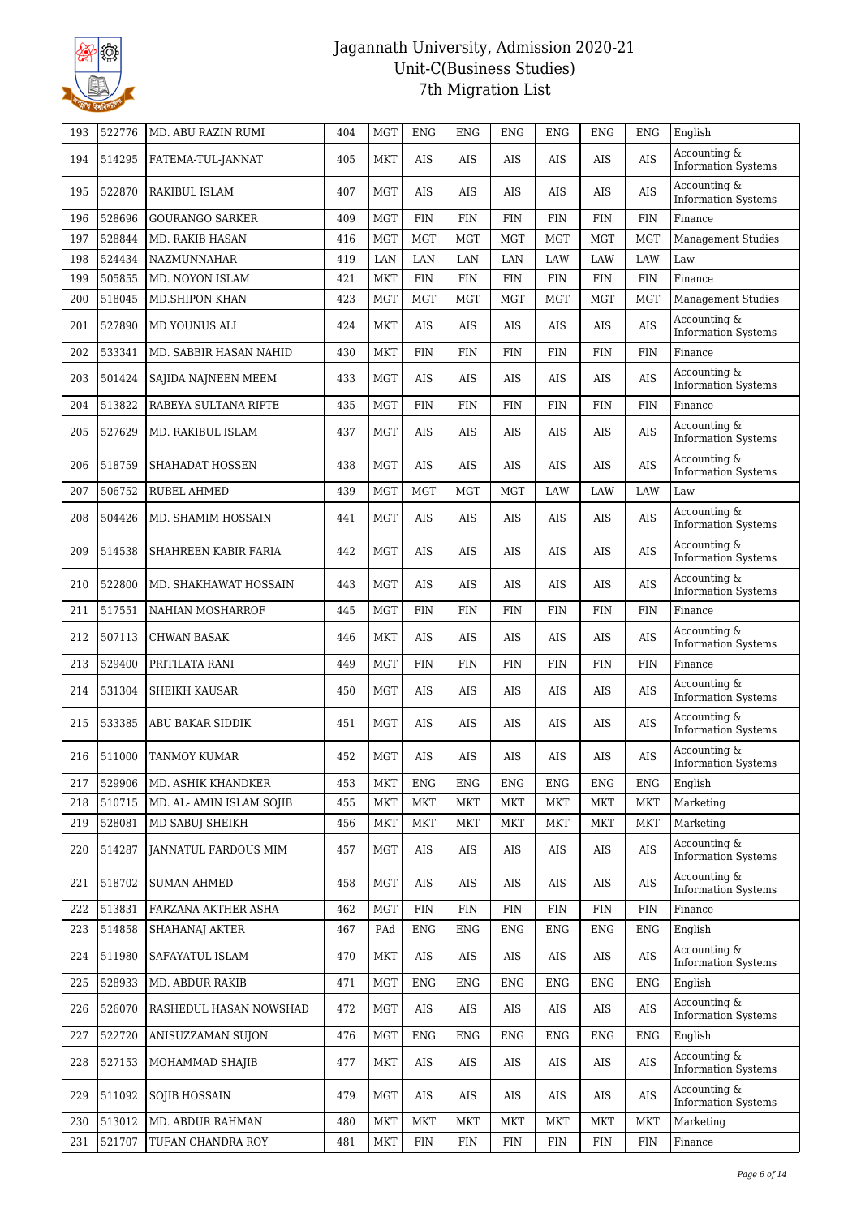# Jagannath University, Admission 2020-21
## Unit-C(Business Studies)
## 7th Migration List

| 193 | 522776 | MD. ABU RAZIN RUMI | 404 | MGT | ENG | ENG | ENG | ENG | ENG | ENG | English |
|---|---|---|---|---|---|---|---|---|---|---|---|
| 194 | 514295 | FATEMA-TUL-JANNAT | 405 | MKT | AIS | AIS | AIS | AIS | AIS | AIS | Accounting & Information Systems |
| 195 | 522870 | RAKIBUL ISLAM | 407 | MGT | AIS | AIS | AIS | AIS | AIS | AIS | Accounting & Information Systems |
| 196 | 528696 | GOURANGO SARKER | 409 | MGT | FIN | FIN | FIN | FIN | FIN | FIN | Finance |
| 197 | 528844 | MD. RAKIB HASAN | 416 | MGT | MGT | MGT | MGT | MGT | MGT | MGT | Management Studies |
| 198 | 524434 | NAZMUNNAHAR | 419 | LAN | LAN | LAN | LAN | LAW | LAW | LAW | Law |
| 199 | 505855 | MD. NOYON ISLAM | 421 | MKT | FIN | FIN | FIN | FIN | FIN | FIN | Finance |
| 200 | 518045 | MD.SHIPON KHAN | 423 | MGT | MGT | MGT | MGT | MGT | MGT | MGT | Management Studies |
| 201 | 527890 | MD YOUNUS ALI | 424 | MKT | AIS | AIS | AIS | AIS | AIS | AIS | Accounting & Information Systems |
| 202 | 533341 | MD. SABBIR HASAN NAHID | 430 | MKT | FIN | FIN | FIN | FIN | FIN | FIN | Finance |
| 203 | 501424 | SAJIDA NAJNEEN MEEM | 433 | MGT | AIS | AIS | AIS | AIS | AIS | AIS | Accounting & Information Systems |
| 204 | 513822 | RABEYA SULTANA RIPTE | 435 | MGT | FIN | FIN | FIN | FIN | FIN | FIN | Finance |
| 205 | 527629 | MD. RAKIBUL ISLAM | 437 | MGT | AIS | AIS | AIS | AIS | AIS | AIS | Accounting & Information Systems |
| 206 | 518759 | SHAHADAT HOSSEN | 438 | MGT | AIS | AIS | AIS | AIS | AIS | AIS | Accounting & Information Systems |
| 207 | 506752 | RUBEL AHMED | 439 | MGT | MGT | MGT | MGT | LAW | LAW | LAW | Law |
| 208 | 504426 | MD. SHAMIM HOSSAIN | 441 | MGT | AIS | AIS | AIS | AIS | AIS | AIS | Accounting & Information Systems |
| 209 | 514538 | SHAHREEN KABIR FARIA | 442 | MGT | AIS | AIS | AIS | AIS | AIS | AIS | Accounting & Information Systems |
| 210 | 522800 | MD. SHAKHAWAT HOSSAIN | 443 | MGT | AIS | AIS | AIS | AIS | AIS | AIS | Accounting & Information Systems |
| 211 | 517551 | NAHIAN MOSHARROF | 445 | MGT | FIN | FIN | FIN | FIN | FIN | FIN | Finance |
| 212 | 507113 | CHWAN BASAK | 446 | MKT | AIS | AIS | AIS | AIS | AIS | AIS | Accounting & Information Systems |
| 213 | 529400 | PRITILATA RANI | 449 | MGT | FIN | FIN | FIN | FIN | FIN | FIN | Finance |
| 214 | 531304 | SHEIKH KAUSAR | 450 | MGT | AIS | AIS | AIS | AIS | AIS | AIS | Accounting & Information Systems |
| 215 | 533385 | ABU BAKAR SIDDIK | 451 | MGT | AIS | AIS | AIS | AIS | AIS | AIS | Accounting & Information Systems |
| 216 | 511000 | TANMOY KUMAR | 452 | MGT | AIS | AIS | AIS | AIS | AIS | AIS | Accounting & Information Systems |
| 217 | 529906 | MD. ASHIK KHANDKER | 453 | MKT | ENG | ENG | ENG | ENG | ENG | ENG | English |
| 218 | 510715 | MD. AL- AMIN ISLAM SOJIB | 455 | MKT | MKT | MKT | MKT | MKT | MKT | MKT | Marketing |
| 219 | 528081 | MD SABUJ SHEIKH | 456 | MKT | MKT | MKT | MKT | MKT | MKT | MKT | Marketing |
| 220 | 514287 | JANNATUL FARDOUS MIM | 457 | MGT | AIS | AIS | AIS | AIS | AIS | AIS | Accounting & Information Systems |
| 221 | 518702 | SUMAN AHMED | 458 | MGT | AIS | AIS | AIS | AIS | AIS | AIS | Accounting & Information Systems |
| 222 | 513831 | FARZANA AKTHER ASHA | 462 | MGT | FIN | FIN | FIN | FIN | FIN | FIN | Finance |
| 223 | 514858 | SHAHANAJ AKTER | 467 | PAd | ENG | ENG | ENG | ENG | ENG | ENG | English |
| 224 | 511980 | SAFAYATUL ISLAM | 470 | MKT | AIS | AIS | AIS | AIS | AIS | AIS | Accounting & Information Systems |
| 225 | 528933 | MD. ABDUR RAKIB | 471 | MGT | ENG | ENG | ENG | ENG | ENG | ENG | English |
| 226 | 526070 | RASHEDUL HASAN NOWSHAD | 472 | MGT | AIS | AIS | AIS | AIS | AIS | AIS | Accounting & Information Systems |
| 227 | 522720 | ANISUZZAMAN SUJON | 476 | MGT | ENG | ENG | ENG | ENG | ENG | ENG | English |
| 228 | 527153 | MOHAMMAD SHAJIB | 477 | MKT | AIS | AIS | AIS | AIS | AIS | AIS | Accounting & Information Systems |
| 229 | 511092 | SOJIB HOSSAIN | 479 | MGT | AIS | AIS | AIS | AIS | AIS | AIS | Accounting & Information Systems |
| 230 | 513012 | MD. ABDUR RAHMAN | 480 | MKT | MKT | MKT | MKT | MKT | MKT | MKT | Marketing |
| 231 | 521707 | TUFAN CHANDRA ROY | 481 | MKT | FIN | FIN | FIN | FIN | FIN | FIN | Finance |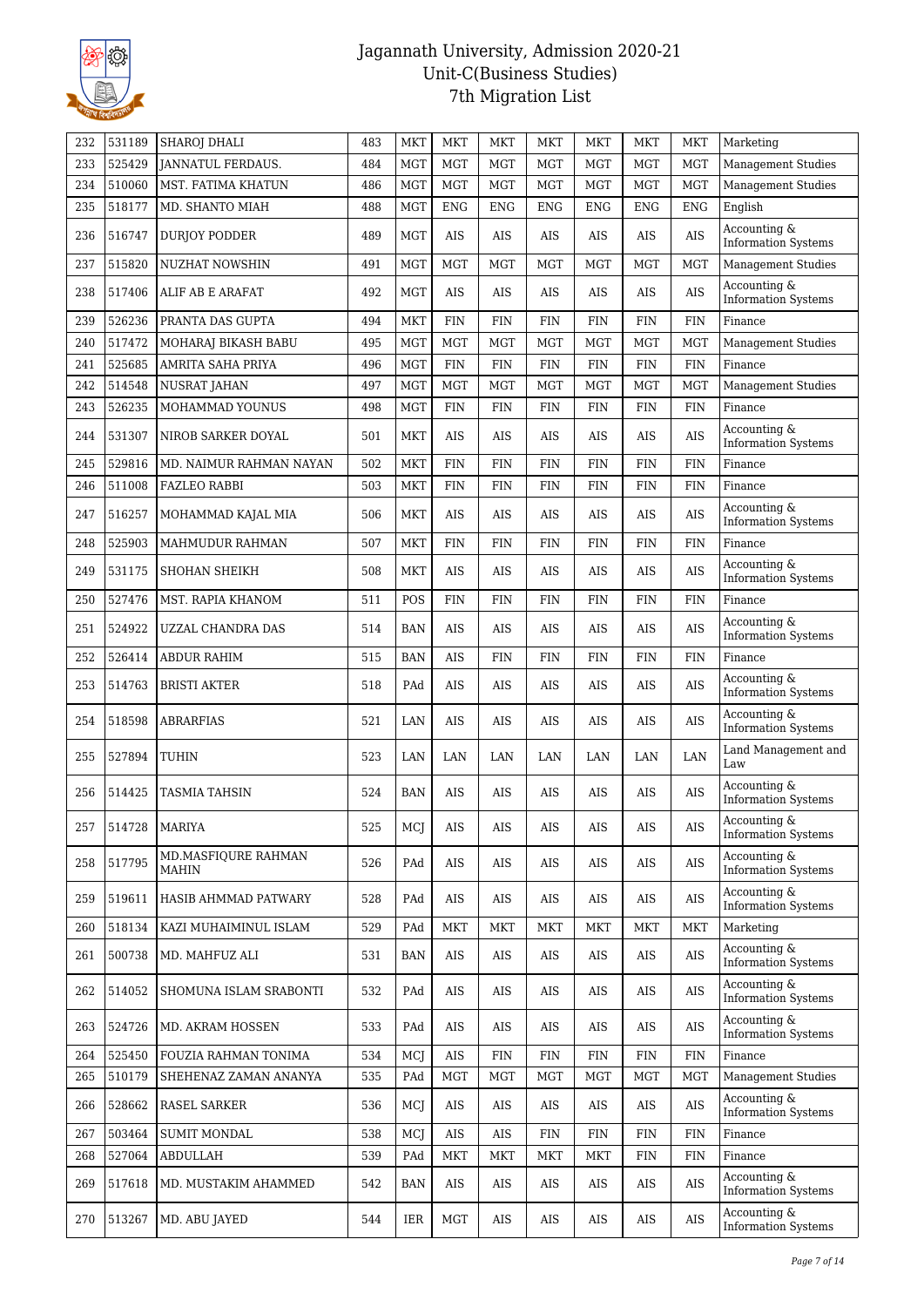# Jagannath University, Admission 2020-21
## Unit-C(Business Studies)
## 7th Migration List

| 232 | 531189 | SHAROJ DHALI | 483 | MKT | MKT | MKT | MKT | MKT | MKT | MKT | Marketing |
|---|---|---|---|---|---|---|---|---|---|---|---|
| 233 | 525429 | JANNATUL FERDAUS. | 484 | MGT | MGT | MGT | MGT | MGT | MGT | MGT | Management Studies |
| 234 | 510060 | MST. FATIMA KHATUN | 486 | MGT | MGT | MGT | MGT | MGT | MGT | MGT | Management Studies |
| 235 | 518177 | MD. SHANTO MIAH | 488 | MGT | ENG | ENG | ENG | ENG | ENG | ENG | English |
| 236 | 516747 | DURJOY PODDER | 489 | MGT | AIS | AIS | AIS | AIS | AIS | AIS | Accounting & Information Systems |
| 237 | 515820 | NUZHAT NOWSHIN | 491 | MGT | MGT | MGT | MGT | MGT | MGT | MGT | Management Studies |
| 238 | 517406 | ALIF AB E ARAFAT | 492 | MGT | AIS | AIS | AIS | AIS | AIS | AIS | Accounting & Information Systems |
| 239 | 526236 | PRANTA DAS GUPTA | 494 | MKT | FIN | FIN | FIN | FIN | FIN | FIN | Finance |
| 240 | 517472 | MOHARAJ BIKASH BABU | 495 | MGT | MGT | MGT | MGT | MGT | MGT | MGT | Management Studies |
| 241 | 525685 | AMRITA SAHA PRIYA | 496 | MGT | FIN | FIN | FIN | FIN | FIN | FIN | Finance |
| 242 | 514548 | NUSRAT JAHAN | 497 | MGT | MGT | MGT | MGT | MGT | MGT | MGT | Management Studies |
| 243 | 526235 | MOHAMMAD YOUNUS | 498 | MGT | FIN | FIN | FIN | FIN | FIN | FIN | Finance |
| 244 | 531307 | NIROB SARKER DOYAL | 501 | MKT | AIS | AIS | AIS | AIS | AIS | AIS | Accounting & Information Systems |
| 245 | 529816 | MD. NAIMUR RAHMAN NAYAN | 502 | MKT | FIN | FIN | FIN | FIN | FIN | FIN | Finance |
| 246 | 511008 | FAZLEO RABBI | 503 | MKT | FIN | FIN | FIN | FIN | FIN | FIN | Finance |
| 247 | 516257 | MOHAMMAD KAJAL MIA | 506 | MKT | AIS | AIS | AIS | AIS | AIS | AIS | Accounting & Information Systems |
| 248 | 525903 | MAHMUDUR RAHMAN | 507 | MKT | FIN | FIN | FIN | FIN | FIN | FIN | Finance |
| 249 | 531175 | SHOHAN SHEIKH | 508 | MKT | AIS | AIS | AIS | AIS | AIS | AIS | Accounting & Information Systems |
| 250 | 527476 | MST. RAPIA KHANOM | 511 | POS | FIN | FIN | FIN | FIN | FIN | FIN | Finance |
| 251 | 524922 | UZZAL CHANDRA DAS | 514 | BAN | AIS | AIS | AIS | AIS | AIS | AIS | Accounting & Information Systems |
| 252 | 526414 | ABDUR RAHIM | 515 | BAN | AIS | FIN | FIN | FIN | FIN | FIN | Finance |
| 253 | 514763 | BRISTI AKTER | 518 | PAd | AIS | AIS | AIS | AIS | AIS | AIS | Accounting & Information Systems |
| 254 | 518598 | ABRARFIAS | 521 | LAN | AIS | AIS | AIS | AIS | AIS | AIS | Accounting & Information Systems |
| 255 | 527894 | TUHIN | 523 | LAN | LAN | LAN | LAN | LAN | LAN | LAN | Land Management and Law |
| 256 | 514425 | TASMIA TAHSIN | 524 | BAN | AIS | AIS | AIS | AIS | AIS | AIS | Accounting & Information Systems |
| 257 | 514728 | MARIYA | 525 | MCJ | AIS | AIS | AIS | AIS | AIS | AIS | Accounting & Information Systems |
| 258 | 517795 | MD.MASFIQURE RAHMAN MAHIN | 526 | PAd | AIS | AIS | AIS | AIS | AIS | AIS | Accounting & Information Systems |
| 259 | 519611 | HASIB AHMMAD PATWARY | 528 | PAd | AIS | AIS | AIS | AIS | AIS | AIS | Accounting & Information Systems |
| 260 | 518134 | KAZI MUHAIMINUL ISLAM | 529 | PAd | MKT | MKT | MKT | MKT | MKT | MKT | Marketing |
| 261 | 500738 | MD. MAHFUZ ALI | 531 | BAN | AIS | AIS | AIS | AIS | AIS | AIS | Accounting & Information Systems |
| 262 | 514052 | SHOMUNA ISLAM SRABONTI | 532 | PAd | AIS | AIS | AIS | AIS | AIS | AIS | Accounting & Information Systems |
| 263 | 524726 | MD. AKRAM HOSSEN | 533 | PAd | AIS | AIS | AIS | AIS | AIS | AIS | Accounting & Information Systems |
| 264 | 525450 | FOUZIA RAHMAN TONIMA | 534 | MCJ | AIS | FIN | FIN | FIN | FIN | FIN | Finance |
| 265 | 510179 | SHEHENAZ ZAMAN ANANYA | 535 | PAd | MGT | MGT | MGT | MGT | MGT | MGT | Management Studies |
| 266 | 528662 | RASEL SARKER | 536 | MCJ | AIS | AIS | AIS | AIS | AIS | AIS | Accounting & Information Systems |
| 267 | 503464 | SUMIT MONDAL | 538 | MCJ | AIS | AIS | FIN | FIN | FIN | FIN | Finance |
| 268 | 527064 | ABDULLAH | 539 | PAd | MKT | MKT | MKT | MKT | FIN | FIN | Finance |
| 269 | 517618 | MD. MUSTAKIM AHAMMED | 542 | BAN | AIS | AIS | AIS | AIS | AIS | AIS | Accounting & Information Systems |
| 270 | 513267 | MD. ABU JAYED | 544 | IER | MGT | AIS | AIS | AIS | AIS | AIS | Accounting & Information Systems |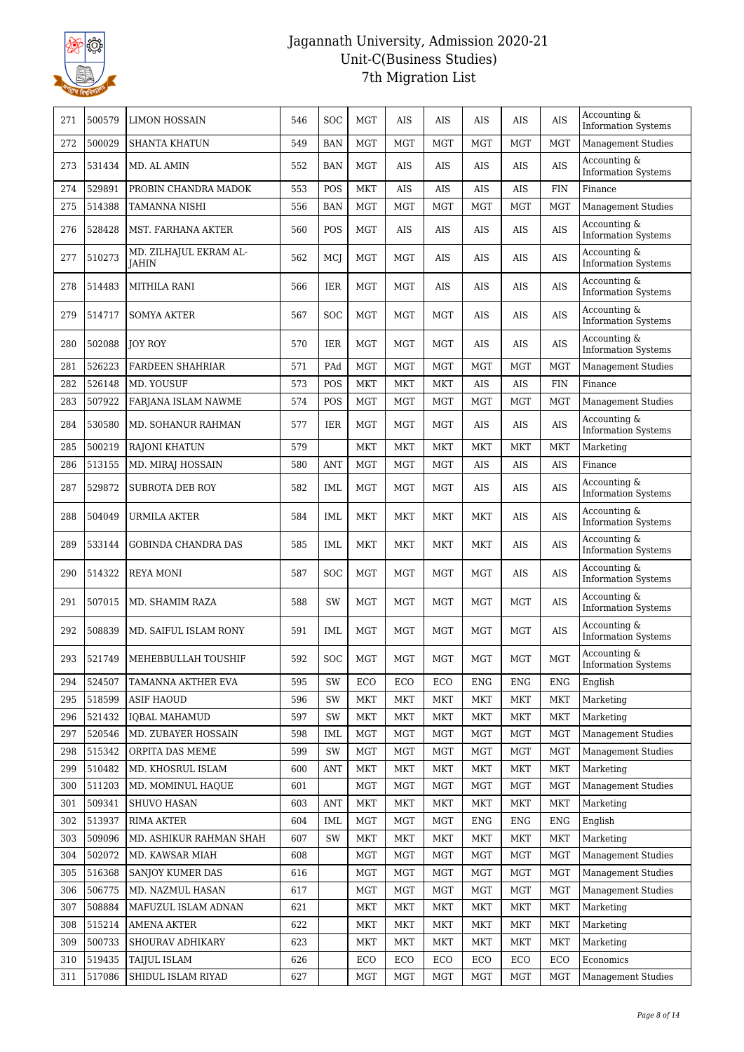# Jagannath University, Admission 2020-21
## Unit-C(Business Studies)
## 7th Migration List

| 271 | 500579 | LIMON HOSSAIN | 546 | SOC | MGT | AIS | AIS | AIS | AIS | AIS | Accounting & Information Systems |
|---|---|---|---|---|---|---|---|---|---|---|---|
| 272 | 500029 | SHANTA KHATUN | 549 | BAN | MGT | MGT | MGT | MGT | MGT | MGT | Management Studies |
| 273 | 531434 | MD. AL AMIN | 552 | BAN | MGT | AIS | AIS | AIS | AIS | AIS | Accounting & Information Systems |
| 274 | 529891 | PROBIN CHANDRA MADOK | 553 | POS | MKT | AIS | AIS | AIS | AIS | FIN | Finance |
| 275 | 514388 | TAMANNA NISHI | 556 | BAN | MGT | MGT | MGT | MGT | MGT | MGT | Management Studies |
| 276 | 528428 | MST. FARHANA AKTER | 560 | POS | MGT | AIS | AIS | AIS | AIS | AIS | Accounting & Information Systems |
| 277 | 510273 | MD. ZILHAJUL EKRAM AL-JAHIN | 562 | MCJ | MGT | MGT | AIS | AIS | AIS | AIS | Accounting & Information Systems |
| 278 | 514483 | MITHILA RANI | 566 | IER | MGT | MGT | AIS | AIS | AIS | AIS | Accounting & Information Systems |
| 279 | 514717 | SOMYA AKTER | 567 | SOC | MGT | MGT | MGT | AIS | AIS | AIS | Accounting & Information Systems |
| 280 | 502088 | JOY ROY | 570 | IER | MGT | MGT | MGT | AIS | AIS | AIS | Accounting & Information Systems |
| 281 | 526223 | FARDEEN SHAHRIAR | 571 | PAd | MGT | MGT | MGT | MGT | MGT | MGT | Management Studies |
| 282 | 526148 | MD. YOUSUF | 573 | POS | MKT | MKT | MKT | AIS | AIS | FIN | Finance |
| 283 | 507922 | FARJANA ISLAM NAWME | 574 | POS | MGT | MGT | MGT | MGT | MGT | MGT | Management Studies |
| 284 | 530580 | MD. SOHANUR RAHMAN | 577 | IER | MGT | MGT | MGT | AIS | AIS | AIS | Accounting & Information Systems |
| 285 | 500219 | RAJONI KHATUN | 579 | | MKT | MKT | MKT | MKT | MKT | MKT | Marketing |
| 286 | 513155 | MD. MIRAJ HOSSAIN | 580 | ANT | MGT | MGT | MGT | AIS | AIS | AIS | Finance |
| 287 | 529872 | SUBROTA DEB ROY | 582 | IML | MGT | MGT | MGT | AIS | AIS | AIS | Accounting & Information Systems |
| 288 | 504049 | URMILA AKTER | 584 | IML | MKT | MKT | MKT | MKT | AIS | AIS | Accounting & Information Systems |
| 289 | 533144 | GOBINDA CHANDRA DAS | 585 | IML | MKT | MKT | MKT | MKT | AIS | AIS | Accounting & Information Systems |
| 290 | 514322 | REYA MONI | 587 | SOC | MGT | MGT | MGT | MGT | AIS | AIS | Accounting & Information Systems |
| 291 | 507015 | MD. SHAMIM RAZA | 588 | SW | MGT | MGT | MGT | MGT | MGT | AIS | Accounting & Information Systems |
| 292 | 508839 | MD. SAIFUL ISLAM RONY | 591 | IML | MGT | MGT | MGT | MGT | MGT | AIS | Accounting & Information Systems |
| 293 | 521749 | MEHEBBULLAH TOUSHIF | 592 | SOC | MGT | MGT | MGT | MGT | MGT | MGT | Accounting & Information Systems |
| 294 | 524507 | TAMANNA AKTHER EVA | 595 | SW | ECO | ECO | ECO | ENG | ENG | ENG | English |
| 295 | 518599 | ASIF HAOUD | 596 | SW | MKT | MKT | MKT | MKT | MKT | MKT | Marketing |
| 296 | 521432 | IQBAL MAHAMUD | 597 | SW | MKT | MKT | MKT | MKT | MKT | MKT | Marketing |
| 297 | 520546 | MD. ZUBAYER HOSSAIN | 598 | IML | MGT | MGT | MGT | MGT | MGT | MGT | Management Studies |
| 298 | 515342 | ORPITA DAS MEME | 599 | SW | MGT | MGT | MGT | MGT | MGT | MGT | Management Studies |
| 299 | 510482 | MD. KHOSRUL ISLAM | 600 | ANT | MKT | MKT | MKT | MKT | MKT | MKT | Marketing |
| 300 | 511203 | MD. MOMINUL HAQUE | 601 | | MGT | MGT | MGT | MGT | MGT | MGT | Management Studies |
| 301 | 509341 | SHUVO HASAN | 603 | ANT | MKT | MKT | MKT | MKT | MKT | MKT | Marketing |
| 302 | 513937 | RIMA AKTER | 604 | IML | MGT | MGT | MGT | ENG | ENG | ENG | English |
| 303 | 509096 | MD. ASHIKUR RAHMAN SHAH | 607 | SW | MKT | MKT | MKT | MKT | MKT | MKT | Marketing |
| 304 | 502072 | MD. KAWSAR MIAH | 608 | | MGT | MGT | MGT | MGT | MGT | MGT | Management Studies |
| 305 | 516368 | SANJOY KUMER DAS | 616 | | MGT | MGT | MGT | MGT | MGT | MGT | Management Studies |
| 306 | 506775 | MD. NAZMUL HASAN | 617 | | MGT | MGT | MGT | MGT | MGT | MGT | Management Studies |
| 307 | 508884 | MAFUZUL ISLAM ADNAN | 621 | | MKT | MKT | MKT | MKT | MKT | MKT | Marketing |
| 308 | 515214 | AMENA AKTER | 622 | | MKT | MKT | MKT | MKT | MKT | MKT | Marketing |
| 309 | 500733 | SHOURAV ADHIKARY | 623 | | MKT | MKT | MKT | MKT | MKT | MKT | Marketing |
| 310 | 519435 | TAIJUL ISLAM | 626 | | ECO | ECO | ECO | ECO | ECO | ECO | Economics |
| 311 | 517086 | SHIDUL ISLAM RIYAD | 627 | | MGT | MGT | MGT | MGT | MGT | MGT | Management Studies |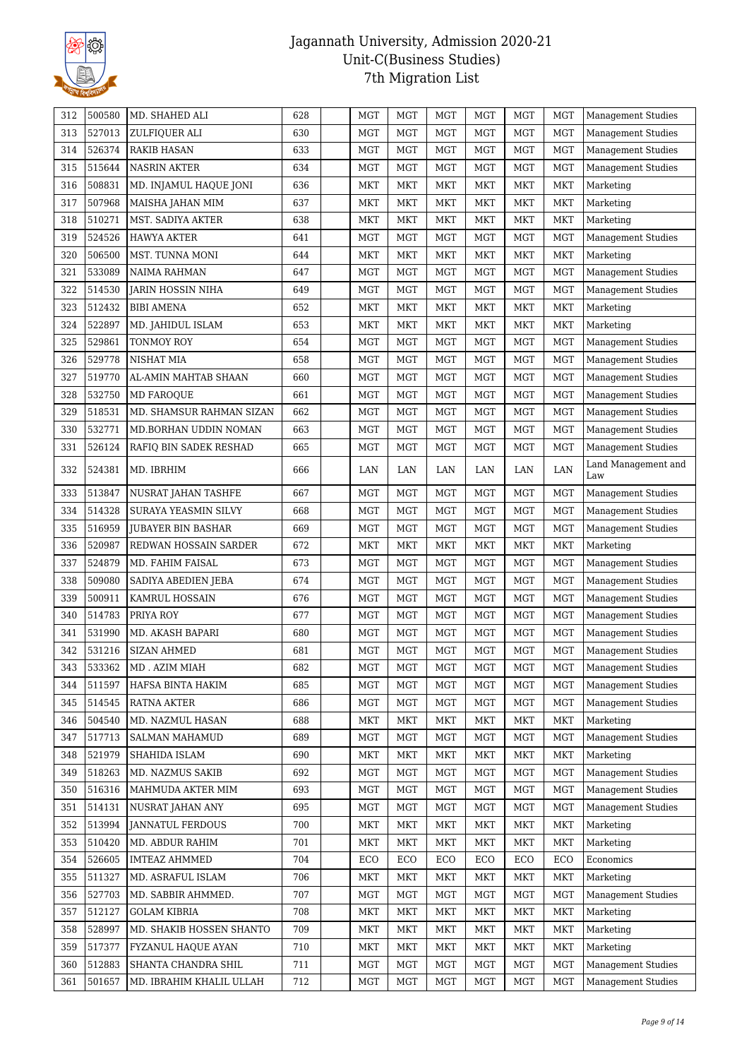# Jagannath University, Admission 2020-21
## Unit-C(Business Studies)
## 7th Migration List

| 312 | 500580 | MD. SHAHED ALI | 628 | | MGT | MGT | MGT | MGT | MGT | MGT | Management Studies |
|---|---|---|---|---|---|---|---|---|---|---|---|
| 313 | 527013 | ZULFIQUER ALI | 630 | | MGT | MGT | MGT | MGT | MGT | MGT | Management Studies |
| 314 | 526374 | RAKIB HASAN | 633 | | MGT | MGT | MGT | MGT | MGT | MGT | Management Studies |
| 315 | 515644 | NASRIN AKTER | 634 | | MGT | MGT | MGT | MGT | MGT | MGT | Management Studies |
| 316 | 508831 | MD. INJAMUL HAQUE JONI | 636 | | MKT | MKT | MKT | MKT | MKT | MKT | Marketing |
| 317 | 507968 | MAISHA JAHAN MIM | 637 | | MKT | MKT | MKT | MKT | MKT | MKT | Marketing |
| 318 | 510271 | MST. SADIYA AKTER | 638 | | MKT | MKT | MKT | MKT | MKT | MKT | Marketing |
| 319 | 524526 | HAWYA AKTER | 641 | | MGT | MGT | MGT | MGT | MGT | MGT | Management Studies |
| 320 | 506500 | MST. TUNNA MONI | 644 | | MKT | MKT | MKT | MKT | MKT | MKT | Marketing |
| 321 | 533089 | NAIMA RAHMAN | 647 | | MGT | MGT | MGT | MGT | MGT | MGT | Management Studies |
| 322 | 514530 | JARIN HOSSIN NIHA | 649 | | MGT | MGT | MGT | MGT | MGT | MGT | Management Studies |
| 323 | 512432 | BIBI AMENA | 652 | | MKT | MKT | MKT | MKT | MKT | MKT | Marketing |
| 324 | 522897 | MD. JAHIDUL ISLAM | 653 | | MKT | MKT | MKT | MKT | MKT | MKT | Marketing |
| 325 | 529861 | TONMOY ROY | 654 | | MGT | MGT | MGT | MGT | MGT | MGT | Management Studies |
| 326 | 529778 | NISHAT MIA | 658 | | MGT | MGT | MGT | MGT | MGT | MGT | Management Studies |
| 327 | 519770 | AL-AMIN MAHTAB SHAAN | 660 | | MGT | MGT | MGT | MGT | MGT | MGT | Management Studies |
| 328 | 532750 | MD FAROQUE | 661 | | MGT | MGT | MGT | MGT | MGT | MGT | Management Studies |
| 329 | 518531 | MD. SHAMSUR RAHMAN SIZAN | 662 | | MGT | MGT | MGT | MGT | MGT | MGT | Management Studies |
| 330 | 532771 | MD.BORHAN UDDIN NOMAN | 663 | | MGT | MGT | MGT | MGT | MGT | MGT | Management Studies |
| 331 | 526124 | RAFIQ BIN SADEK RESHAD | 665 | | MGT | MGT | MGT | MGT | MGT | MGT | Management Studies |
| 332 | 524381 | MD. IBRHIM | 666 | | LAN | LAN | LAN | LAN | LAN | LAN | Land Management and Law |
| 333 | 513847 | NUSRAT JAHAN TASHFE | 667 | | MGT | MGT | MGT | MGT | MGT | MGT | Management Studies |
| 334 | 514328 | SURAYA YEASMIN SILVY | 668 | | MGT | MGT | MGT | MGT | MGT | MGT | Management Studies |
| 335 | 516959 | JUBAYER BIN BASHAR | 669 | | MGT | MGT | MGT | MGT | MGT | MGT | Management Studies |
| 336 | 520987 | REDWAN HOSSAIN SARDER | 672 | | MKT | MKT | MKT | MKT | MKT | MKT | Marketing |
| 337 | 524879 | MD. FAHIM FAISAL | 673 | | MGT | MGT | MGT | MGT | MGT | MGT | Management Studies |
| 338 | 509080 | SADIYA ABEDIEN JEBA | 674 | | MGT | MGT | MGT | MGT | MGT | MGT | Management Studies |
| 339 | 500911 | KAMRUL HOSSAIN | 676 | | MGT | MGT | MGT | MGT | MGT | MGT | Management Studies |
| 340 | 514783 | PRIYA ROY | 677 | | MGT | MGT | MGT | MGT | MGT | MGT | Management Studies |
| 341 | 531990 | MD. AKASH BAPARI | 680 | | MGT | MGT | MGT | MGT | MGT | MGT | Management Studies |
| 342 | 531216 | SIZAN AHMED | 681 | | MGT | MGT | MGT | MGT | MGT | MGT | Management Studies |
| 343 | 533362 | MD . AZIM MIAH | 682 | | MGT | MGT | MGT | MGT | MGT | MGT | Management Studies |
| 344 | 511597 | HAFSA BINTA HAKIM | 685 | | MGT | MGT | MGT | MGT | MGT | MGT | Management Studies |
| 345 | 514545 | RATNA AKTER | 686 | | MGT | MGT | MGT | MGT | MGT | MGT | Management Studies |
| 346 | 504540 | MD. NAZMUL HASAN | 688 | | MKT | MKT | MKT | MKT | MKT | MKT | Marketing |
| 347 | 517713 | SALMAN MAHAMUD | 689 | | MGT | MGT | MGT | MGT | MGT | MGT | Management Studies |
| 348 | 521979 | SHAHIDA ISLAM | 690 | | MKT | MKT | MKT | MKT | MKT | MKT | Marketing |
| 349 | 518263 | MD. NAZMUS SAKIB | 692 | | MGT | MGT | MGT | MGT | MGT | MGT | Management Studies |
| 350 | 516316 | MAHMUDA AKTER MIM | 693 | | MGT | MGT | MGT | MGT | MGT | MGT | Management Studies |
| 351 | 514131 | NUSRAT JAHAN ANY | 695 | | MGT | MGT | MGT | MGT | MGT | MGT | Management Studies |
| 352 | 513994 | JANNATUL FERDOUS | 700 | | MKT | MKT | MKT | MKT | MKT | MKT | Marketing |
| 353 | 510420 | MD. ABDUR RAHIM | 701 | | MKT | MKT | MKT | MKT | MKT | MKT | Marketing |
| 354 | 526605 | IMTEAZ AHMMED | 704 | | ECO | ECO | ECO | ECO | ECO | ECO | Economics |
| 355 | 511327 | MD. ASRAFUL ISLAM | 706 | | MKT | MKT | MKT | MKT | MKT | MKT | Marketing |
| 356 | 527703 | MD. SABBIR AHMMED. | 707 | | MGT | MGT | MGT | MGT | MGT | MGT | Management Studies |
| 357 | 512127 | GOLAM KIBRIA | 708 | | MKT | MKT | MKT | MKT | MKT | MKT | Marketing |
| 358 | 528997 | MD. SHAKIB HOSSEN SHANTO | 709 | | MKT | MKT | MKT | MKT | MKT | MKT | Marketing |
| 359 | 517377 | FYZANUL HAQUE AYAN | 710 | | MKT | MKT | MKT | MKT | MKT | MKT | Marketing |
| 360 | 512883 | SHANTA CHANDRA SHIL | 711 | | MGT | MGT | MGT | MGT | MGT | MGT | Management Studies |
| 361 | 501657 | MD. IBRAHIM KHALIL ULLAH | 712 | | MGT | MGT | MGT | MGT | MGT | MGT | Management Studies |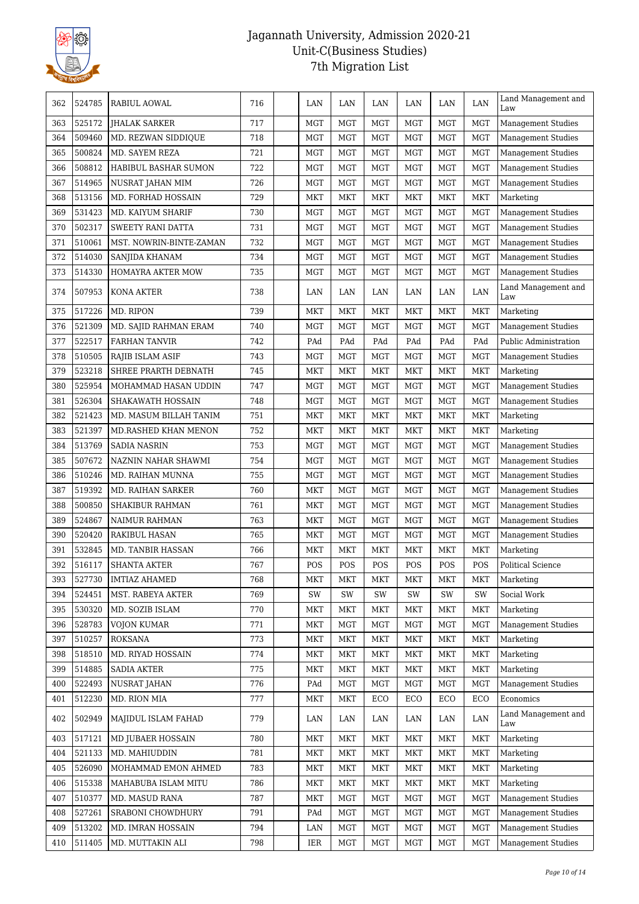# Jagannath University, Admission 2020-21
## Unit-C(Business Studies)
## 7th Migration List

| | | | | | | | | | | | |
|---|---|---|---|---|---|---|---|---|---|---|---|
| 362 | 524785 | RABIUL AOWAL | 716 | | LAN | LAN | LAN | LAN | LAN | LAN | Land Management and Law |
| 363 | 525172 | JHALAK SARKER | 717 | | MGT | MGT | MGT | MGT | MGT | MGT | Management Studies |
| 364 | 509460 | MD. REZWAN SIDDIQUE | 718 | | MGT | MGT | MGT | MGT | MGT | MGT | Management Studies |
| 365 | 500824 | MD. SAYEM REZA | 721 | | MGT | MGT | MGT | MGT | MGT | MGT | Management Studies |
| 366 | 508812 | HABIBUL BASHAR SUMON | 722 | | MGT | MGT | MGT | MGT | MGT | MGT | Management Studies |
| 367 | 514965 | NUSRAT JAHAN MIM | 726 | | MGT | MGT | MGT | MGT | MGT | MGT | Management Studies |
| 368 | 513156 | MD. FORHAD HOSSAIN | 729 | | MKT | MKT | MKT | MKT | MKT | MKT | Marketing |
| 369 | 531423 | MD. KAIYUM SHARIF | 730 | | MGT | MGT | MGT | MGT | MGT | MGT | Management Studies |
| 370 | 502317 | SWEETY RANI DATTA | 731 | | MGT | MGT | MGT | MGT | MGT | MGT | Management Studies |
| 371 | 510061 | MST. NOWRIN-BINTE-ZAMAN | 732 | | MGT | MGT | MGT | MGT | MGT | MGT | Management Studies |
| 372 | 514030 | SANJIDA KHANAM | 734 | | MGT | MGT | MGT | MGT | MGT | MGT | Management Studies |
| 373 | 514330 | HOMAYRA AKTER MOW | 735 | | MGT | MGT | MGT | MGT | MGT | MGT | Management Studies |
| 374 | 507953 | KONA AKTER | 738 | | LAN | LAN | LAN | LAN | LAN | LAN | Land Management and Law |
| 375 | 517226 | MD. RIPON | 739 | | MKT | MKT | MKT | MKT | MKT | MKT | Marketing |
| 376 | 521309 | MD. SAJID RAHMAN ERAM | 740 | | MGT | MGT | MGT | MGT | MGT | MGT | Management Studies |
| 377 | 522517 | FARHAN TANVIR | 742 | | PAd | PAd | PAd | PAd | PAd | PAd | Public Administration |
| 378 | 510505 | RAJIB ISLAM ASIF | 743 | | MGT | MGT | MGT | MGT | MGT | MGT | Management Studies |
| 379 | 523218 | SHREE PRARTH DEBNATH | 745 | | MKT | MKT | MKT | MKT | MKT | MKT | Marketing |
| 380 | 525954 | MOHAMMAD HASAN UDDIN | 747 | | MGT | MGT | MGT | MGT | MGT | MGT | Management Studies |
| 381 | 526304 | SHAKAWATH HOSSAIN | 748 | | MGT | MGT | MGT | MGT | MGT | MGT | Management Studies |
| 382 | 521423 | MD. MASUM BILLAH TANIM | 751 | | MKT | MKT | MKT | MKT | MKT | MKT | Marketing |
| 383 | 521397 | MD.RASHED KHAN MENON | 752 | | MKT | MKT | MKT | MKT | MKT | MKT | Marketing |
| 384 | 513769 | SADIA NASRIN | 753 | | MGT | MGT | MGT | MGT | MGT | MGT | Management Studies |
| 385 | 507672 | NAZNIN NAHAR SHAWMI | 754 | | MGT | MGT | MGT | MGT | MGT | MGT | Management Studies |
| 386 | 510246 | MD. RAIHAN MUNNA | 755 | | MGT | MGT | MGT | MGT | MGT | MGT | Management Studies |
| 387 | 519392 | MD. RAIHAN SARKER | 760 | | MKT | MGT | MGT | MGT | MGT | MGT | Management Studies |
| 388 | 500850 | SHAKIBUR RAHMAN | 761 | | MKT | MGT | MGT | MGT | MGT | MGT | Management Studies |
| 389 | 524867 | NAIMUR RAHMAN | 763 | | MKT | MGT | MGT | MGT | MGT | MGT | Management Studies |
| 390 | 520420 | RAKIBUL HASAN | 765 | | MKT | MGT | MGT | MGT | MGT | MGT | Management Studies |
| 391 | 532845 | MD. TANBIR HASSAN | 766 | | MKT | MKT | MKT | MKT | MKT | MKT | Marketing |
| 392 | 516117 | SHANTA AKTER | 767 | | POS | POS | POS | POS | POS | POS | Political Science |
| 393 | 527730 | IMTIAZ AHAMED | 768 | | MKT | MKT | MKT | MKT | MKT | MKT | Marketing |
| 394 | 524451 | MST. RABEYA AKTER | 769 | | SW | SW | SW | SW | SW | SW | Social Work |
| 395 | 530320 | MD. SOZIB ISLAM | 770 | | MKT | MKT | MKT | MKT | MKT | MKT | Marketing |
| 396 | 528783 | VOJON KUMAR | 771 | | MKT | MGT | MGT | MGT | MGT | MGT | Management Studies |
| 397 | 510257 | ROKSANA | 773 | | MKT | MKT | MKT | MKT | MKT | MKT | Marketing |
| 398 | 518510 | MD. RIYAD HOSSAIN | 774 | | MKT | MKT | MKT | MKT | MKT | MKT | Marketing |
| 399 | 514885 | SADIA AKTER | 775 | | MKT | MKT | MKT | MKT | MKT | MKT | Marketing |
| 400 | 522493 | NUSRAT JAHAN | 776 | | PAd | MGT | MGT | MGT | MGT | MGT | Management Studies |
| 401 | 512230 | MD. RION MIA | 777 | | MKT | MKT | ECO | ECO | ECO | ECO | Economics |
| 402 | 502949 | MAJIDUL ISLAM FAHAD | 779 | | LAN | LAN | LAN | LAN | LAN | LAN | Land Management and Law |
| 403 | 517121 | MD JUBAER HOSSAIN | 780 | | MKT | MKT | MKT | MKT | MKT | MKT | Marketing |
| 404 | 521133 | MD. MAHIUDDIN | 781 | | MKT | MKT | MKT | MKT | MKT | MKT | Marketing |
| 405 | 526090 | MOHAMMAD EMON AHMED | 783 | | MKT | MKT | MKT | MKT | MKT | MKT | Marketing |
| 406 | 515338 | MAHABUBA ISLAM MITU | 786 | | MKT | MKT | MKT | MKT | MKT | MKT | Marketing |
| 407 | 510377 | MD. MASUD RANA | 787 | | MKT | MGT | MGT | MGT | MGT | MGT | Management Studies |
| 408 | 527261 | SRABONI CHOWDHURY | 791 | | PAd | MGT | MGT | MGT | MGT | MGT | Management Studies |
| 409 | 513202 | MD. IMRAN HOSSAIN | 794 | | LAN | MGT | MGT | MGT | MGT | MGT | Management Studies |
| 410 | 511405 | MD. MUTTAKIN ALI | 798 | | IER | MGT | MGT | MGT | MGT | MGT | Management Studies |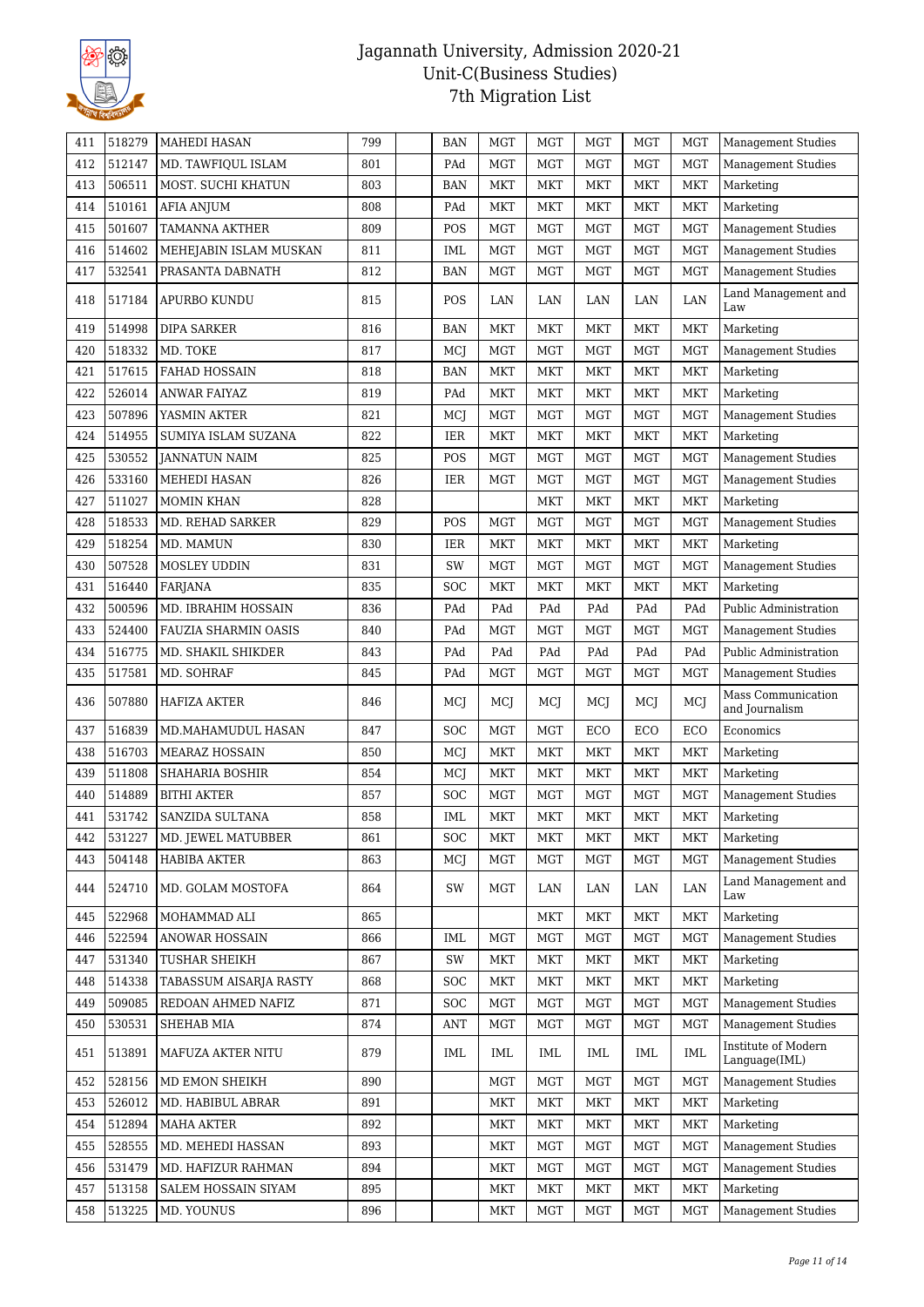| | | | | | | | | | | | |
|---|---|---|---|---|---|---|---|---|---|---|---|
| 411 | 518279 | MAHEDI HASAN | 799 | | BAN | MGT | MGT | MGT | MGT | MGT | Management Studies |
| 412 | 512147 | MD. TAWFIQUL ISLAM | 801 | | PAd | MGT | MGT | MGT | MGT | MGT | Management Studies |
| 413 | 506511 | MOST. SUCHI KHATUN | 803 | | BAN | MKT | MKT | MKT | MKT | MKT | Marketing |
| 414 | 510161 | AFIA ANJUM | 808 | | PAd | MKT | MKT | MKT | MKT | MKT | Marketing |
| 415 | 501607 | TAMANNA AKTHER | 809 | | POS | MGT | MGT | MGT | MGT | MGT | Management Studies |
| 416 | 514602 | MEHEJABIN ISLAM MUSKAN | 811 | | IML | MGT | MGT | MGT | MGT | MGT | Management Studies |
| 417 | 532541 | PRASANTA DABNATH | 812 | | BAN | MGT | MGT | MGT | MGT | MGT | Management Studies |
| 418 | 517184 | APURBO KUNDU | 815 | | POS | LAN | LAN | LAN | LAN | LAN | Land Management and Law |
| 419 | 514998 | DIPA SARKER | 816 | | BAN | MKT | MKT | MKT | MKT | MKT | Marketing |
| 420 | 518332 | MD. TOKE | 817 | | MCJ | MGT | MGT | MGT | MGT | MGT | Management Studies |
| 421 | 517615 | FAHAD HOSSAIN | 818 | | BAN | MKT | MKT | MKT | MKT | MKT | Marketing |
| 422 | 526014 | ANWAR FAIYAZ | 819 | | PAd | MKT | MKT | MKT | MKT | MKT | Marketing |
| 423 | 507896 | YASMIN AKTER | 821 | | MCJ | MGT | MGT | MGT | MGT | MGT | Management Studies |
| 424 | 514955 | SUMIYA ISLAM SUZANA | 822 | | IER | MKT | MKT | MKT | MKT | MKT | Marketing |
| 425 | 530552 | JANNATUN NAIM | 825 | | POS | MGT | MGT | MGT | MGT | MGT | Management Studies |
| 426 | 533160 | MEHEDI HASAN | 826 | | IER | MGT | MGT | MGT | MGT | MGT | Management Studies |
| 427 | 511027 | MOMIN KHAN | 828 | | | | MKT | MKT | MKT | MKT | Marketing |
| 428 | 518533 | MD. REHAD SARKER | 829 | | POS | MGT | MGT | MGT | MGT | MGT | Management Studies |
| 429 | 518254 | MD. MAMUN | 830 | | IER | MKT | MKT | MKT | MKT | MKT | Marketing |
| 430 | 507528 | MOSLEY UDDIN | 831 | | SW | MGT | MGT | MGT | MGT | MGT | Management Studies |
| 431 | 516440 | FARJANA | 835 | | SOC | MKT | MKT | MKT | MKT | MKT | Marketing |
| 432 | 500596 | MD. IBRAHIM HOSSAIN | 836 | | PAd | PAd | PAd | PAd | PAd | PAd | Public Administration |
| 433 | 524400 | FAUZIA SHARMIN OASIS | 840 | | PAd | MGT | MGT | MGT | MGT | MGT | Management Studies |
| 434 | 516775 | MD. SHAKIL SHIKDER | 843 | | PAd | PAd | PAd | PAd | PAd | PAd | Public Administration |
| 435 | 517581 | MD. SOHRAF | 845 | | PAd | MGT | MGT | MGT | MGT | MGT | Management Studies |
| 436 | 507880 | HAFIZA AKTER | 846 | | MCJ | MCJ | MCJ | MCJ | MCJ | MCJ | Mass Communication and Journalism |
| 437 | 516839 | MD.MAHAMUDUL HASAN | 847 | | SOC | MGT | MGT | ECO | ECO | ECO | Economics |
| 438 | 516703 | MEARAZ HOSSAIN | 850 | | MCJ | MKT | MKT | MKT | MKT | MKT | Marketing |
| 439 | 511808 | SHAHARIA BOSHIR | 854 | | MCJ | MKT | MKT | MKT | MKT | MKT | Marketing |
| 440 | 514889 | BITHI AKTER | 857 | | SOC | MGT | MGT | MGT | MGT | MGT | Management Studies |
| 441 | 531742 | SANZIDA SULTANA | 858 | | IML | MKT | MKT | MKT | MKT | MKT | Marketing |
| 442 | 531227 | MD. JEWEL MATUBBER | 861 | | SOC | MKT | MKT | MKT | MKT | MKT | Marketing |
| 443 | 504148 | HABIBA AKTER | 863 | | MCJ | MGT | MGT | MGT | MGT | MGT | Management Studies |
| 444 | 524710 | MD. GOLAM MOSTOFA | 864 | | SW | MGT | LAN | LAN | LAN | LAN | Land Management and Law |
| 445 | 522968 | MOHAMMAD ALI | 865 | | | | MKT | MKT | MKT | MKT | Marketing |
| 446 | 522594 | ANOWAR HOSSAIN | 866 | | IML | MGT | MGT | MGT | MGT | MGT | Management Studies |
| 447 | 531340 | TUSHAR SHEIKH | 867 | | SW | MKT | MKT | MKT | MKT | MKT | Marketing |
| 448 | 514338 | TABASSUM AISARJA RASTY | 868 | | SOC | MKT | MKT | MKT | MKT | MKT | Marketing |
| 449 | 509085 | REDOAN AHMED NAFIZ | 871 | | SOC | MGT | MGT | MGT | MGT | MGT | Management Studies |
| 450 | 530531 | SHEHAB MIA | 874 | | ANT | MGT | MGT | MGT | MGT | MGT | Management Studies |
| 451 | 513891 | MAFUZA AKTER NITU | 879 | | IML | IML | IML | IML | IML | IML | Institute of Modern Language(IML) |
| 452 | 528156 | MD EMON SHEIKH | 890 | | | MGT | MGT | MGT | MGT | MGT | Management Studies |
| 453 | 526012 | MD. HABIBUL ABRAR | 891 | | | MKT | MKT | MKT | MKT | MKT | Marketing |
| 454 | 512894 | MAHA AKTER | 892 | | | MKT | MKT | MKT | MKT | MKT | Marketing |
| 455 | 528555 | MD. MEHEDI HASSAN | 893 | | | MKT | MGT | MGT | MGT | MGT | Management Studies |
| 456 | 531479 | MD. HAFIZUR RAHMAN | 894 | | | MKT | MGT | MGT | MGT | MGT | Management Studies |
| 457 | 513158 | SALEM HOSSAIN SIYAM | 895 | | | MKT | MKT | MKT | MKT | MKT | Marketing |
| 458 | 513225 | MD. YOUNUS | 896 | | | MKT | MGT | MGT | MGT | MGT | Management Studies |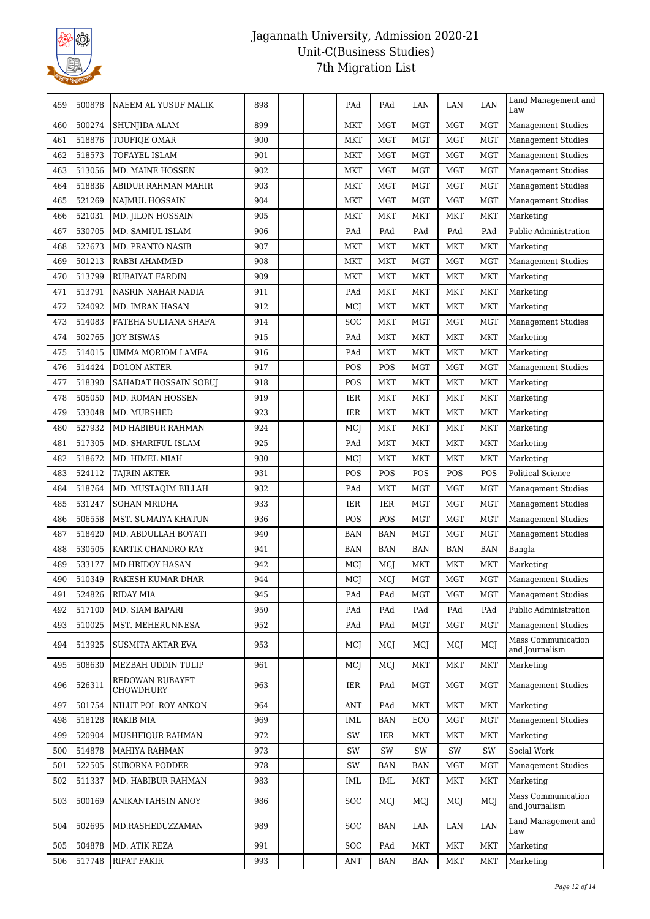# Jagannath University, Admission 2020-21
## Unit-C(Business Studies)
## 7th Migration List

| | | | | | | | | | | | |
|---|---|---|---|---|---|---|---|---|---|---|---|
| 459 | 500878 | NAEEM AL YUSUF MALIK | 898 | | | PAd | PAd | LAN | LAN | LAN | Land Management and Law |
| 460 | 500274 | SHUNJIDA ALAM | 899 | | | MKT | MGT | MGT | MGT | MGT | Management Studies |
| 461 | 518876 | TOUFIQE OMAR | 900 | | | MKT | MGT | MGT | MGT | MGT | Management Studies |
| 462 | 518573 | TOFAYEL ISLAM | 901 | | | MKT | MGT | MGT | MGT | MGT | Management Studies |
| 463 | 513056 | MD. MAINE HOSSEN | 902 | | | MKT | MGT | MGT | MGT | MGT | Management Studies |
| 464 | 518836 | ABIDUR RAHMAN MAHIR | 903 | | | MKT | MGT | MGT | MGT | MGT | Management Studies |
| 465 | 521269 | NAJMUL HOSSAIN | 904 | | | MKT | MGT | MGT | MGT | MGT | Management Studies |
| 466 | 521031 | MD. JILON HOSSAIN | 905 | | | MKT | MKT | MKT | MKT | MKT | Marketing |
| 467 | 530705 | MD. SAMIUL ISLAM | 906 | | | PAd | PAd | PAd | PAd | PAd | Public Administration |
| 468 | 527673 | MD. PRANTO NASIB | 907 | | | MKT | MKT | MKT | MKT | MKT | Marketing |
| 469 | 501213 | RABBI AHAMMED | 908 | | | MKT | MKT | MGT | MGT | MGT | Management Studies |
| 470 | 513799 | RUBAIYAT FARDIN | 909 | | | MKT | MKT | MKT | MKT | MKT | Marketing |
| 471 | 513791 | NASRIN NAHAR NADIA | 911 | | | PAd | MKT | MKT | MKT | MKT | Marketing |
| 472 | 524092 | MD. IMRAN HASAN | 912 | | | MCJ | MKT | MKT | MKT | MKT | Marketing |
| 473 | 514083 | FATEHA SULTANA SHAFA | 914 | | | SOC | MKT | MGT | MGT | MGT | Management Studies |
| 474 | 502765 | JOY BISWAS | 915 | | | PAd | MKT | MKT | MKT | MKT | Marketing |
| 475 | 514015 | UMMA MORIOM LAMEA | 916 | | | PAd | MKT | MKT | MKT | MKT | Marketing |
| 476 | 514424 | DOLON AKTER | 917 | | | POS | POS | MGT | MGT | MGT | Management Studies |
| 477 | 518390 | SAHADAT HOSSAIN SOBUJ | 918 | | | POS | MKT | MKT | MKT | MKT | Marketing |
| 478 | 505050 | MD. ROMAN HOSSEN | 919 | | | IER | MKT | MKT | MKT | MKT | Marketing |
| 479 | 533048 | MD. MURSHED | 923 | | | IER | MKT | MKT | MKT | MKT | Marketing |
| 480 | 527932 | MD HABIBUR RAHMAN | 924 | | | MCJ | MKT | MKT | MKT | MKT | Marketing |
| 481 | 517305 | MD. SHARIFUL ISLAM | 925 | | | PAd | MKT | MKT | MKT | MKT | Marketing |
| 482 | 518672 | MD. HIMEL MIAH | 930 | | | MCJ | MKT | MKT | MKT | MKT | Marketing |
| 483 | 524112 | TAJRIN AKTER | 931 | | | POS | POS | POS | POS | POS | Political Science |
| 484 | 518764 | MD. MUSTAQIM BILLAH | 932 | | | PAd | MKT | MGT | MGT | MGT | Management Studies |
| 485 | 531247 | SOHAN MRIDHA | 933 | | | IER | IER | MGT | MGT | MGT | Management Studies |
| 486 | 506558 | MST. SUMAIYA KHATUN | 936 | | | POS | POS | MGT | MGT | MGT | Management Studies |
| 487 | 518420 | MD. ABDULLAH BOYATI | 940 | | | BAN | BAN | MGT | MGT | MGT | Management Studies |
| 488 | 530505 | KARTIK CHANDRO RAY | 941 | | | BAN | BAN | BAN | BAN | BAN | Bangla |
| 489 | 533177 | MD.HRIDOY HASAN | 942 | | | MCJ | MCJ | MKT | MKT | MKT | Marketing |
| 490 | 510349 | RAKESH KUMAR DHAR | 944 | | | MCJ | MCJ | MGT | MGT | MGT | Management Studies |
| 491 | 524826 | RIDAY MIA | 945 | | | PAd | PAd | MGT | MGT | MGT | Management Studies |
| 492 | 517100 | MD. SIAM BAPARI | 950 | | | PAd | PAd | PAd | PAd | PAd | Public Administration |
| 493 | 510025 | MST. MEHERUNNESA | 952 | | | PAd | PAd | MGT | MGT | MGT | Management Studies |
| 494 | 513925 | SUSMITA AKTAR EVA | 953 | | | MCJ | MCJ | MCJ | MCJ | MCJ | Mass Communication and Journalism |
| 495 | 508630 | MEZBAH UDDIN TULIP | 961 | | | MCJ | MCJ | MKT | MKT | MKT | Marketing |
| 496 | 526311 | REDOWAN RUBAYET CHOWDHURY | 963 | | | IER | PAd | MGT | MGT | MGT | Management Studies |
| 497 | 501754 | NILUT POL ROY ANKON | 964 | | | ANT | PAd | MKT | MKT | MKT | Marketing |
| 498 | 518128 | RAKIB MIA | 969 | | | IML | BAN | ECO | MGT | MGT | Management Studies |
| 499 | 520904 | MUSHFIQUR RAHMAN | 972 | | | SW | IER | MKT | MKT | MKT | Marketing |
| 500 | 514878 | MAHIYA RAHMAN | 973 | | | SW | SW | SW | SW | SW | Social Work |
| 501 | 522505 | SUBORNA PODDER | 978 | | | SW | BAN | BAN | MGT | MGT | Management Studies |
| 502 | 511337 | MD. HABIBUR RAHMAN | 983 | | | IML | IML | MKT | MKT | MKT | Marketing |
| 503 | 500169 | ANIKANTAHSIN ANOY | 986 | | | SOC | MCJ | MCJ | MCJ | MCJ | Mass Communication and Journalism |
| 504 | 502695 | MD.RASHEDUZZAMAN | 989 | | | SOC | BAN | LAN | LAN | LAN | Land Management and Law |
| 505 | 504878 | MD. ATIK REZA | 991 | | | SOC | PAd | MKT | MKT | MKT | Marketing |
| 506 | 517748 | RIFAT FAKIR | 993 | | | ANT | BAN | BAN | MKT | MKT | Marketing |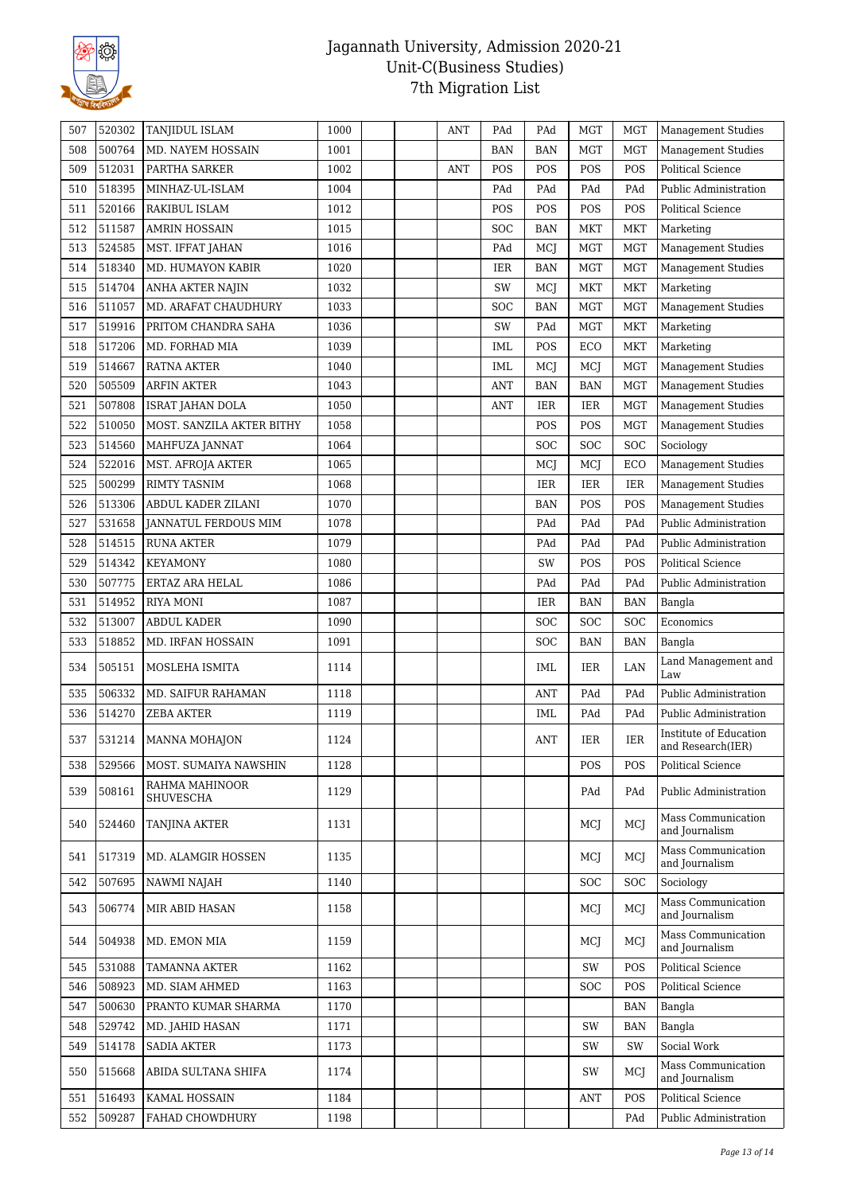| | | | | | | | | | | | |
|---|---|---|---|---|---|---|---|---|---|---|---|
| 507 | 520302 | TANJIDUL ISLAM | 1000 | | | ANT | PAd | PAd | MGT | MGT | Management Studies |
| 508 | 500764 | MD. NAYEM HOSSAIN | 1001 | | | | BAN | BAN | MGT | MGT | Management Studies |
| 509 | 512031 | PARTHA SARKER | 1002 | | | ANT | POS | POS | POS | POS | Political Science |
| 510 | 518395 | MINHAZ-UL-ISLAM | 1004 | | | | PAd | PAd | PAd | PAd | Public Administration |
| 511 | 520166 | RAKIBUL ISLAM | 1012 | | | | POS | POS | POS | POS | Political Science |
| 512 | 511587 | AMRIN HOSSAIN | 1015 | | | | SOC | BAN | MKT | MKT | Marketing |
| 513 | 524585 | MST. IFFAT JAHAN | 1016 | | | | PAd | MCJ | MGT | MGT | Management Studies |
| 514 | 518340 | MD. HUMAYON KABIR | 1020 | | | | IER | BAN | MGT | MGT | Management Studies |
| 515 | 514704 | ANHA AKTER NAJIN | 1032 | | | | SW | MCJ | MKT | MKT | Marketing |
| 516 | 511057 | MD. ARAFAT CHAUDHURY | 1033 | | | | SOC | BAN | MGT | MGT | Management Studies |
| 517 | 519916 | PRITOM CHANDRA SAHA | 1036 | | | | SW | PAd | MGT | MKT | Marketing |
| 518 | 517206 | MD. FORHAD MIA | 1039 | | | | IML | POS | ECO | MKT | Marketing |
| 519 | 514667 | RATNA AKTER | 1040 | | | | IML | MCJ | MCJ | MGT | Management Studies |
| 520 | 505509 | ARFIN AKTER | 1043 | | | | ANT | BAN | BAN | MGT | Management Studies |
| 521 | 507808 | ISRAT JAHAN DOLA | 1050 | | | | ANT | IER | IER | MGT | Management Studies |
| 522 | 510050 | MOST. SANZILA AKTER BITHY | 1058 | | | | | POS | POS | MGT | Management Studies |
| 523 | 514560 | MAHFUZA JANNAT | 1064 | | | | | SOC | SOC | SOC | Sociology |
| 524 | 522016 | MST. AFROJA AKTER | 1065 | | | | | MCJ | MCJ | ECO | Management Studies |
| 525 | 500299 | RIMTY TASNIM | 1068 | | | | | IER | IER | IER | Management Studies |
| 526 | 513306 | ABDUL KADER ZILANI | 1070 | | | | | BAN | POS | POS | Management Studies |
| 527 | 531658 | JANNATUL FERDOUS MIM | 1078 | | | | | PAd | PAd | PAd | Public Administration |
| 528 | 514515 | RUNA AKTER | 1079 | | | | | PAd | PAd | PAd | Public Administration |
| 529 | 514342 | KEYAMONY | 1080 | | | | | SW | POS | POS | Political Science |
| 530 | 507775 | ERTAZ ARA HELAL | 1086 | | | | | PAd | PAd | PAd | Public Administration |
| 531 | 514952 | RIYA MONI | 1087 | | | | | IER | BAN | BAN | Bangla |
| 532 | 513007 | ABDUL KADER | 1090 | | | | | SOC | SOC | SOC | Economics |
| 533 | 518852 | MD. IRFAN HOSSAIN | 1091 | | | | | SOC | BAN | BAN | Bangla |
| 534 | 505151 | MOSLEHA ISMITA | 1114 | | | | | IML | IER | LAN | Land Management and Law |
| 535 | 506332 | MD. SAIFUR RAHAMAN | 1118 | | | | | ANT | PAd | PAd | Public Administration |
| 536 | 514270 | ZEBA AKTER | 1119 | | | | | IML | PAd | PAd | Public Administration |
| 537 | 531214 | MANNA MOHAJON | 1124 | | | | | ANT | IER | IER | Institute of Education and Research(IER) |
| 538 | 529566 | MOST. SUMAIYA NAWSHIN | 1128 | | | | | | POS | POS | Political Science |
| 539 | 508161 | RAHMA MAHINOOR SHUVESCHA | 1129 | | | | | | PAd | PAd | Public Administration |
| 540 | 524460 | TANJINA AKTER | 1131 | | | | | | MCJ | MCJ | Mass Communication and Journalism |
| 541 | 517319 | MD. ALAMGIR HOSSEN | 1135 | | | | | | MCJ | MCJ | Mass Communication and Journalism |
| 542 | 507695 | NAWMI NAJAH | 1140 | | | | | | SOC | SOC | Sociology |
| 543 | 506774 | MIR ABID HASAN | 1158 | | | | | | MCJ | MCJ | Mass Communication and Journalism |
| 544 | 504938 | MD. EMON MIA | 1159 | | | | | | MCJ | MCJ | Mass Communication and Journalism |
| 545 | 531088 | TAMANNA AKTER | 1162 | | | | | | SW | POS | Political Science |
| 546 | 508923 | MD. SIAM AHMED | 1163 | | | | | | SOC | POS | Political Science |
| 547 | 500630 | PRANTO KUMAR SHARMA | 1170 | | | | | | | BAN | Bangla |
| 548 | 529742 | MD. JAHID HASAN | 1171 | | | | | | SW | BAN | Bangla |
| 549 | 514178 | SADIA AKTER | 1173 | | | | | | SW | SW | Social Work |
| 550 | 515668 | ABIDA SULTANA SHIFA | 1174 | | | | | | SW | MCJ | Mass Communication and Journalism |
| 551 | 516493 | KAMAL HOSSAIN | 1184 | | | | | | ANT | POS | Political Science |
| 552 | 509287 | FAHAD CHOWDHURY | 1198 | | | | | | | PAd | Public Administration |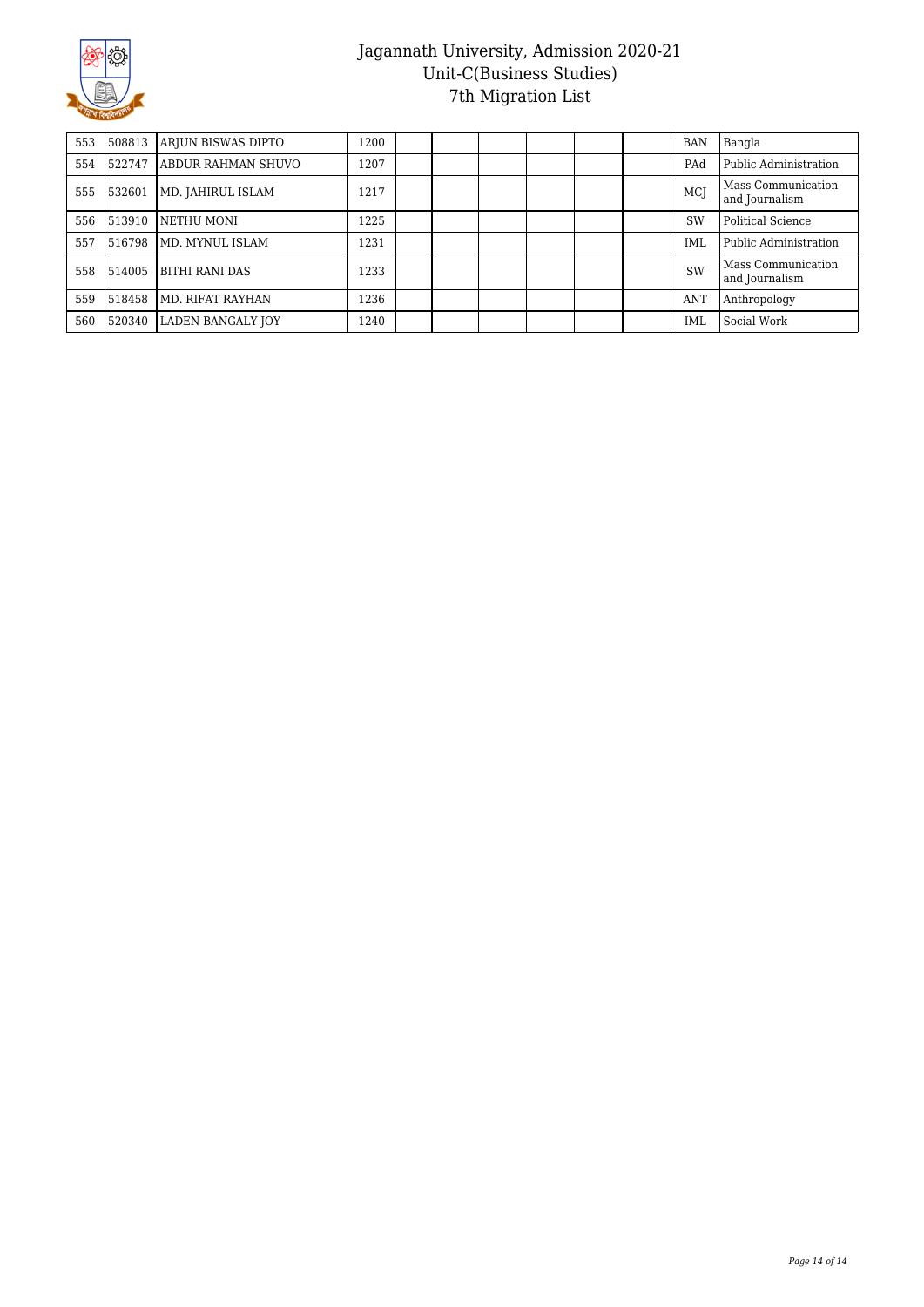# Jagannath University, Admission 2020-21
## Unit-C(Business Studies)
## 7th Migration List

| | | | | | | | | | | | |
|---|---|---|---|---|---|---|---|---|---|---|---|
| 553 | 508813 | ARJUN BISWAS DIPTO | 1200 | | | | | | | BAN | Bangla |
| 554 | 522747 | ABDUR RAHMAN SHUVO | 1207 | | | | | | | PAd | Public Administration |
| 555 | 532601 | MD. JAHIRUL ISLAM | 1217 | | | | | | | MCJ | Mass Communication and Journalism |
| 556 | 513910 | NETHU MONI | 1225 | | | | | | | SW | Political Science |
| 557 | 516798 | MD. MYNUL ISLAM | 1231 | | | | | | | IML | Public Administration |
| 558 | 514005 | BITHI RANI DAS | 1233 | | | | | | | SW | Mass Communication and Journalism |
| 559 | 518458 | MD. RIFAT RAYHAN | 1236 | | | | | | | ANT | Anthropology |
| 560 | 520340 | LADEN BANGALY JOY | 1240 | | | | | | | IML | Social Work |